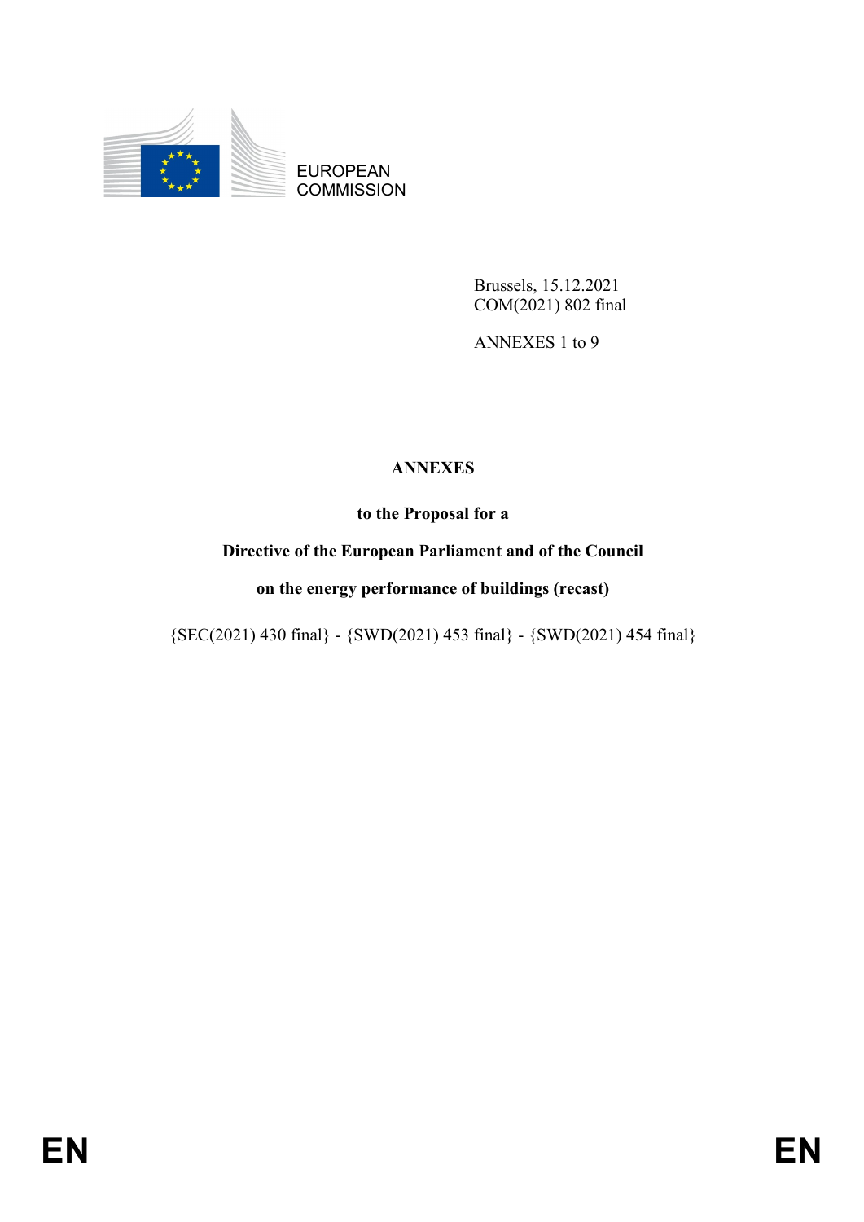EUROPEAN COMMISSION

Brussels, 15.12.2021
COM(2021) 802 final

ANNEXES 1 to 9

**ANNEXES**

**to the Proposal for a**

**Directive of the European Parliament and of the Council**

**on the energy performance of buildings (recast)**

{SEC(2021) 430 final} - {SWD(2021) 453 final} - {SWD(2021) 454 final}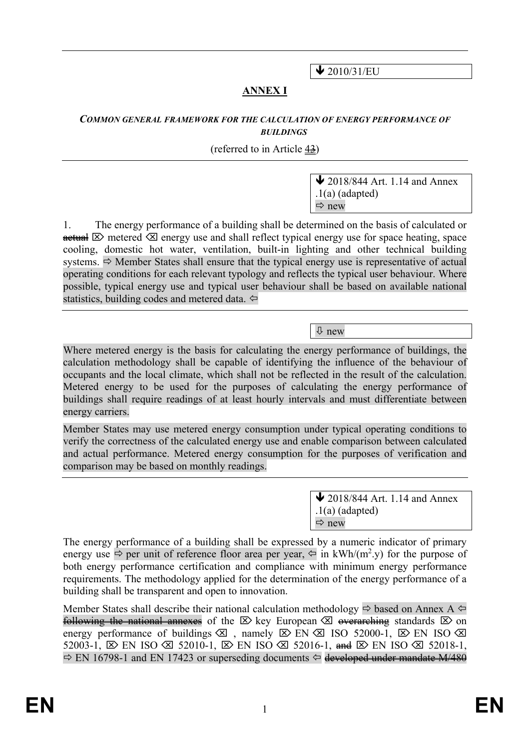🡻 2010/31/EU

## ANNEX I

### *COMMON GENERAL FRAMEWORK FOR THE CALCULATION OF ENERGY PERFORMANCE OF BUILDINGS*

(referred to in Article ~~3~~4)

---

🡻 2018/844 Art. 1.14 and Annex .1(a) (adapted)
⇨ new

1. The energy performance of a building shall be determined on the basis of calculated or ~~actual~~ ⌦ metered ⌫ energy use and shall reflect typical energy use for space heating, space cooling, domestic hot water, ventilation, built-in lighting and other technical building systems. ⇨ Member States shall ensure that the typical energy use is representative of actual operating conditions for each relevant typology and reflects the typical user behaviour. Where possible, typical energy use and typical user behaviour shall be based on available national statistics, building codes and metered data. ⇦

---

⇩ new

Where metered energy is the basis for calculating the energy performance of buildings, the calculation methodology shall be capable of identifying the influence of the behaviour of occupants and the local climate, which shall not be reflected in the result of the calculation. Metered energy to be used for the purposes of calculating the energy performance of buildings shall require readings of at least hourly intervals and must differentiate between energy carriers.

Member States may use metered energy consumption under typical operating conditions to verify the correctness of the calculated energy use and enable comparison between calculated and actual performance. Metered energy consumption for the purposes of verification and comparison may be based on monthly readings.

---

🡻 2018/844 Art. 1.14 and Annex .1(a) (adapted)
⇨ new

The energy performance of a building shall be expressed by a numeric indicator of primary energy use ⇨ per unit of reference floor area per year, ⇦ in kWh/($m^2$.y) for the purpose of both energy performance certification and compliance with minimum energy performance requirements. The methodology applied for the determination of the energy performance of a building shall be transparent and open to innovation.

Member States shall describe their national calculation methodology ⇨ based on Annex A ⇦ ~~following the national annexes~~ of the ⌦ key European ⌫ ~~overarching~~ standards ⌦ on energy performance of buildings ⌫ , namely ⌦ EN ⌫ ISO 52000-1, ⌦ EN ISO ⌫ 52003-1, ⌦ EN ISO ⌫ 52010-1, ⌦ EN ISO ⌫ 52016-1, ~~and~~ ⌦ EN ISO ⌫ 52018-1, ⇨ EN 16798-1 and EN 17423 or superseding documents ⇦ ~~developed under mandate M/480~~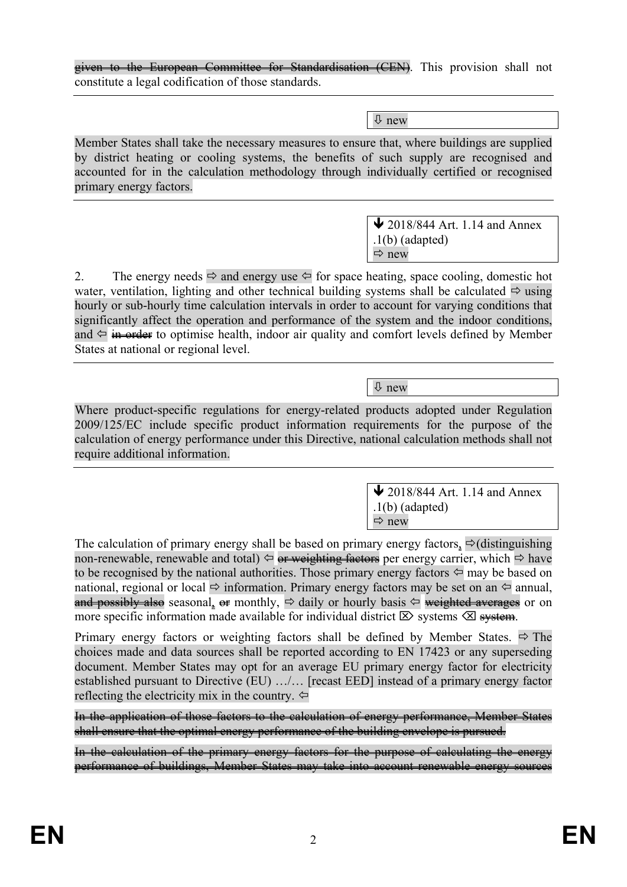~~given to the European Committee for Standardisation (CEN)~~. This provision shall not constitute a legal codification of those standards.

---

⇩ new

Member States shall take the necessary measures to ensure that, where buildings are supplied by district heating or cooling systems, the benefits of such supply are recognised and accounted for in the calculation methodology through individually certified or recognised primary energy factors.

---

🡻 2018/844 Art. 1.14 and Annex .1(b) (adapted)
⇨ new

2. The energy needs ⇨ and energy use ⇦ for space heating, space cooling, domestic hot water, ventilation, lighting and other technical building systems shall be calculated ⇨ using hourly or sub-hourly time calculation intervals in order to account for varying conditions that significantly affect the operation and performance of the system and the indoor conditions, and ⇦ ~~in order~~ to optimise health, indoor air quality and comfort levels defined by Member States at national or regional level.

---

⇩ new

Where product-specific regulations for energy-related products adopted under Regulation 2009/125/EC include specific product information requirements for the purpose of the calculation of energy performance under this Directive, national calculation methods shall not require additional information.

---

🡻 2018/844 Art. 1.14 and Annex .1(b) (adapted)
⇨ new

The calculation of primary energy shall be based on primary energy factors, ⇨(distinguishing non-renewable, renewable and total) ⇦ ~~or weighting factors~~ per energy carrier, which ⇨ have to be recognised by the national authorities. Those primary energy factors ⇦ may be based on national, regional or local ⇨ information. Primary energy factors may be set on an ⇦ annual, ~~and possibly also~~ seasonal, ~~or~~ monthly, ⇨ daily or hourly basis ⇦ ~~weighted averages~~ or on more specific information made available for individual district ⌦ systems ⌫ ~~system~~.

Primary energy factors or weighting factors shall be defined by Member States. ⇨ The choices made and data sources shall be reported according to EN 17423 or any superseding document. Member States may opt for an average EU primary energy factor for electricity established pursuant to Directive (EU) …/… [recast EED] instead of a primary energy factor reflecting the electricity mix in the country. ⇦

~~In the application of those factors to the calculation of energy performance, Member States shall ensure that the optimal energy performance of the building envelope is pursued.~~

~~In the calculation of the primary energy factors for the purpose of calculating the energy performance of buildings, Member States may take into account renewable energy sources~~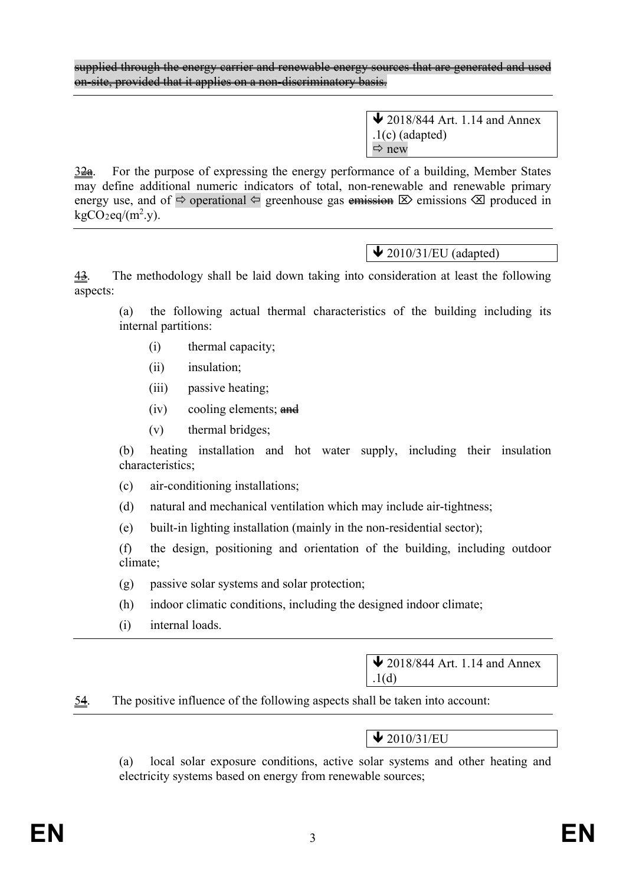~~supplied through the energy carrier and renewable energy sources that are generated and used on-site, provided that it applies on a non-discriminatory basis.~~

---

> ⬇ 2018/844 Art. 1.14 and Annex .1(c) (adapted)
> ⇨ new

32a. For the purpose of expressing the energy performance of a building, Member States may define additional numeric indicators of total, non-renewable and renewable primary energy use, and of ⇨ operational ⇦ greenhouse gas ~~emission~~ ⌦ emissions ⌫ produced in $kgCO_2eq/(m^2.y)$.

---

> ⬇ 2010/31/EU (adapted)

43. The methodology shall be laid down taking into consideration at least the following aspects:

(a) the following actual thermal characteristics of the building including its internal partitions:

- (i) thermal capacity;
- (ii) insulation;
- (iii) passive heating;
- (iv) cooling elements; ~~and~~
- (v) thermal bridges;

(b) heating installation and hot water supply, including their insulation characteristics;

(c) air-conditioning installations;

(d) natural and mechanical ventilation which may include air-tightness;

(e) built-in lighting installation (mainly in the non-residential sector);

(f) the design, positioning and orientation of the building, including outdoor climate;

(g) passive solar systems and solar protection;

(h) indoor climatic conditions, including the designed indoor climate;

(i) internal loads.

---

> ⬇ 2018/844 Art. 1.14 and Annex .1(d)

54. The positive influence of the following aspects shall be taken into account:

---

> ⬇ 2010/31/EU

(a) local solar exposure conditions, active solar systems and other heating and electricity systems based on energy from renewable sources;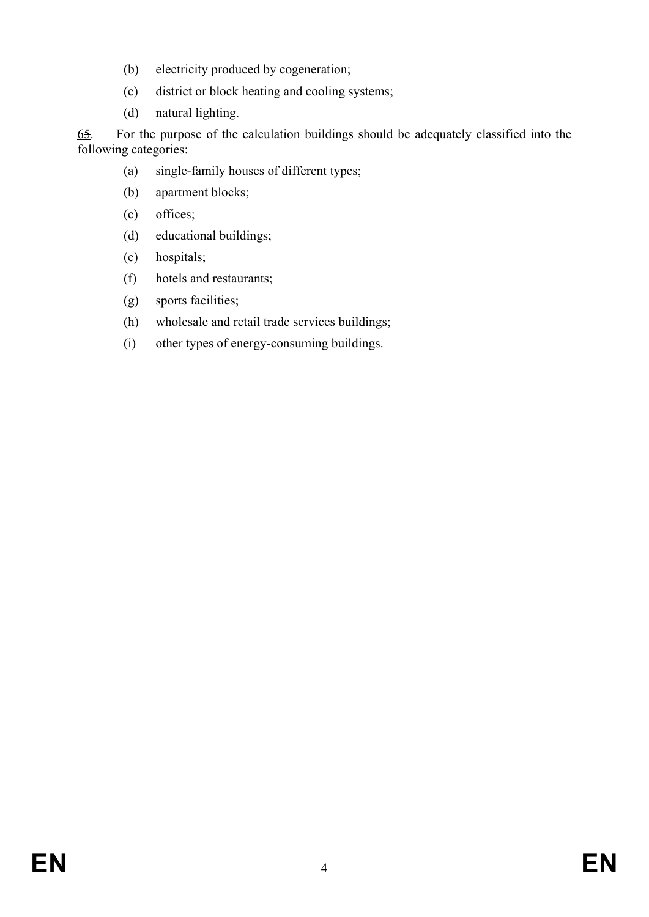(b) electricity produced by cogeneration;

(c) district or block heating and cooling systems;

(d) natural lighting.

6~~5~~. For the purpose of the calculation buildings should be adequately classified into the following categories:

(a) single-family houses of different types;

(b) apartment blocks;

(c) offices;

(d) educational buildings;

(e) hospitals;

(f) hotels and restaurants;

(g) sports facilities;

(h) wholesale and retail trade services buildings;

(i) other types of energy-consuming buildings.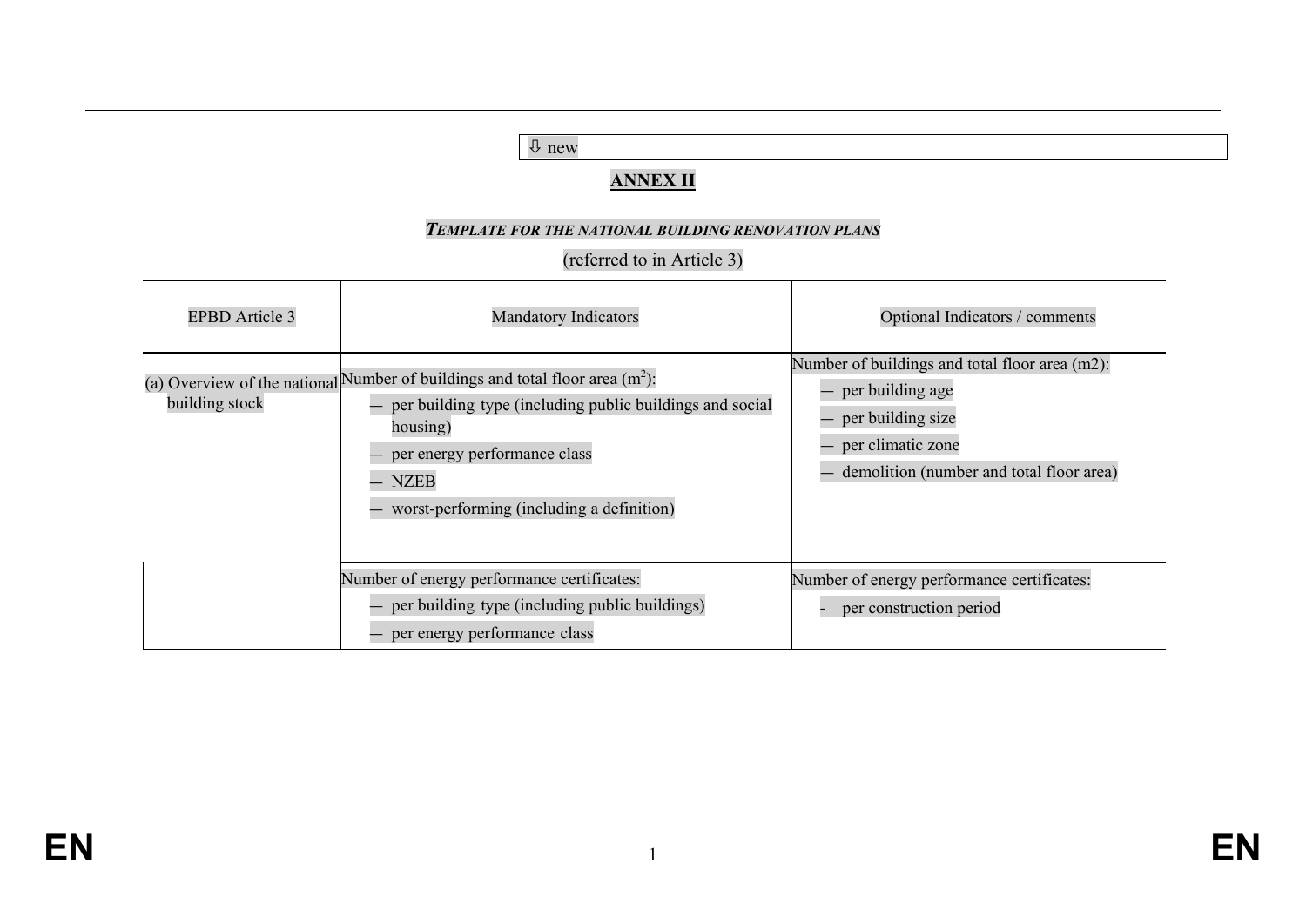⇩ new

**ANNEX II**

***TEMPLATE FOR THE NATIONAL BUILDING RENOVATION PLANS***

(referred to in Article 3)

| EPBD Article 3 | Mandatory Indicators | Optional Indicators / comments |
|---|---|---|
| (a) Overview of the national building stock | Number of buildings and total floor area ($m^2$):<br>— per building type (including public buildings and social housing)<br>— per energy performance class<br>— NZEB<br>— worst-performing (including a definition) | Number of buildings and total floor area (m2):<br>— per building age<br>— per building size<br>— per climatic zone<br>— demolition (number and total floor area) |
| | Number of energy performance certificates:<br>— per building type (including public buildings)<br>— per energy performance class | Number of energy performance certificates:<br>- per construction period |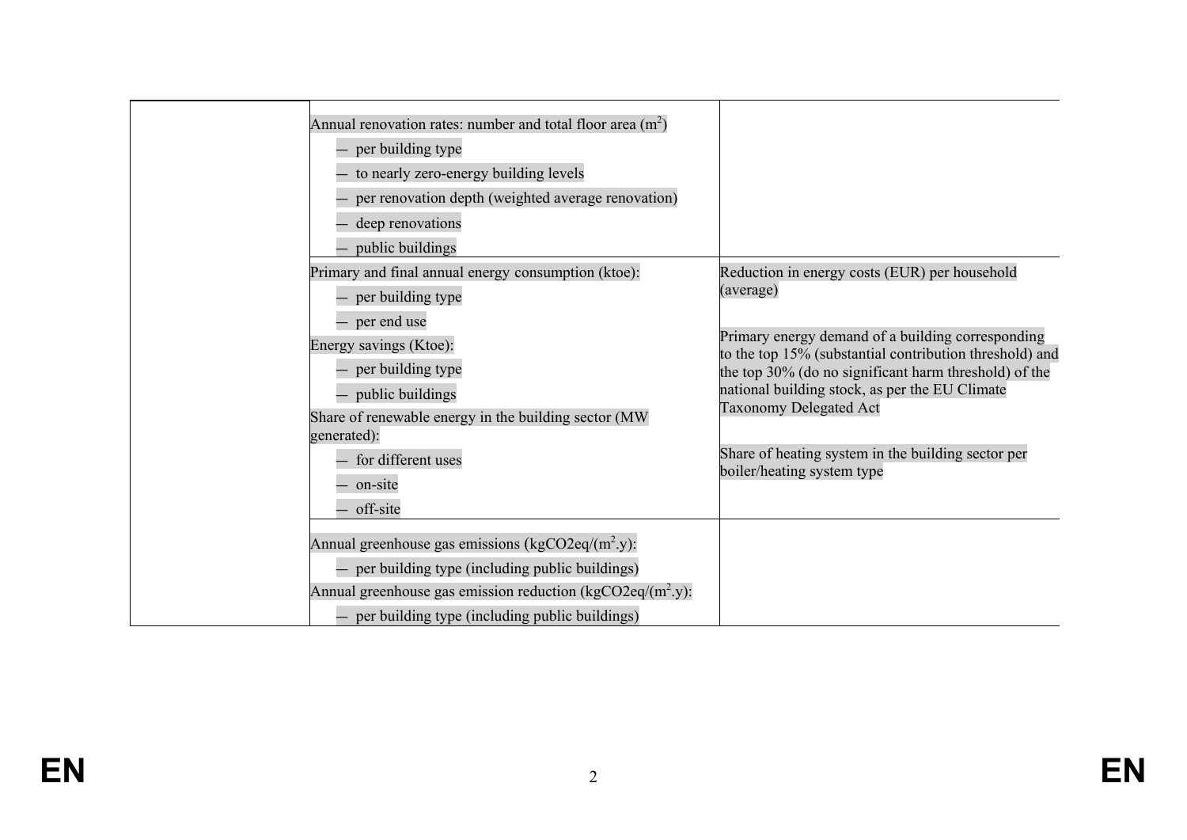| | | |
|---|---|---|
| | Annual renovation rates: number and total floor area ($m^2$)<br>— per building type<br>— to nearly zero-energy building levels<br>— per renovation depth (weighted average renovation)<br>— deep renovations<br>— public buildings | |
| | Primary and final annual energy consumption (ktoe):<br>— per building type<br>— per end use<br>Energy savings (Ktoe):<br>— per building type<br>— public buildings<br>Share of renewable energy in the building sector (MW generated):<br>— for different uses<br>— on-site<br>— off-site | Reduction in energy costs (EUR) per household (average)<br><br>Primary energy demand of a building corresponding to the top 15% (substantial contribution threshold) and the top 30% (do no significant harm threshold) of the national building stock, as per the EU Climate Taxonomy Delegated Act<br><br>Share of heating system in the building sector per boiler/heating system type |
| | Annual greenhouse gas emissions ($kgCO_2eq/(m^2.y)$):<br>— per building type (including public buildings)<br>Annual greenhouse gas emission reduction ($kgCO_2eq/(m^2.y)$):<br>— per building type (including public buildings) | |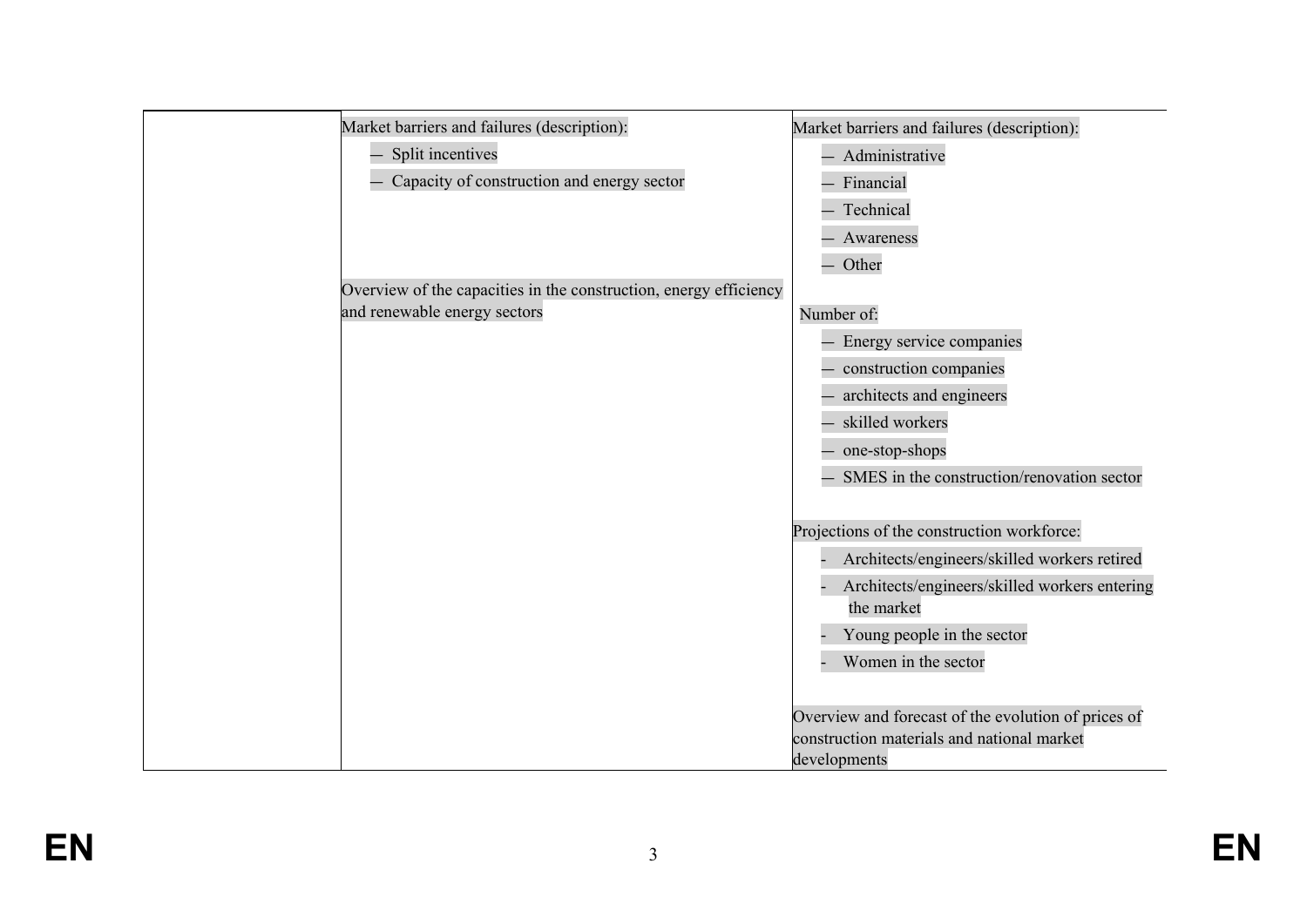| | | |
|---|---|---|
| | Market barriers and failures (description):<br>— Split incentives<br>— Capacity of construction and energy sector<br><br>Overview of the capacities in the construction, energy efficiency and renewable energy sectors | Market barriers and failures (description):<br>— Administrative<br>— Financial<br>— Technical<br>— Awareness<br>— Other<br><br>Number of:<br>— Energy service companies<br>— construction companies<br>— architects and engineers<br>— skilled workers<br>— one-stop-shops<br>— SMES in the construction/renovation sector<br><br>Projections of the construction workforce:<br>- Architects/engineers/skilled workers retired<br>- Architects/engineers/skilled workers entering the market<br>- Young people in the sector<br>- Women in the sector<br><br>Overview and forecast of the evolution of prices of construction materials and national market developments |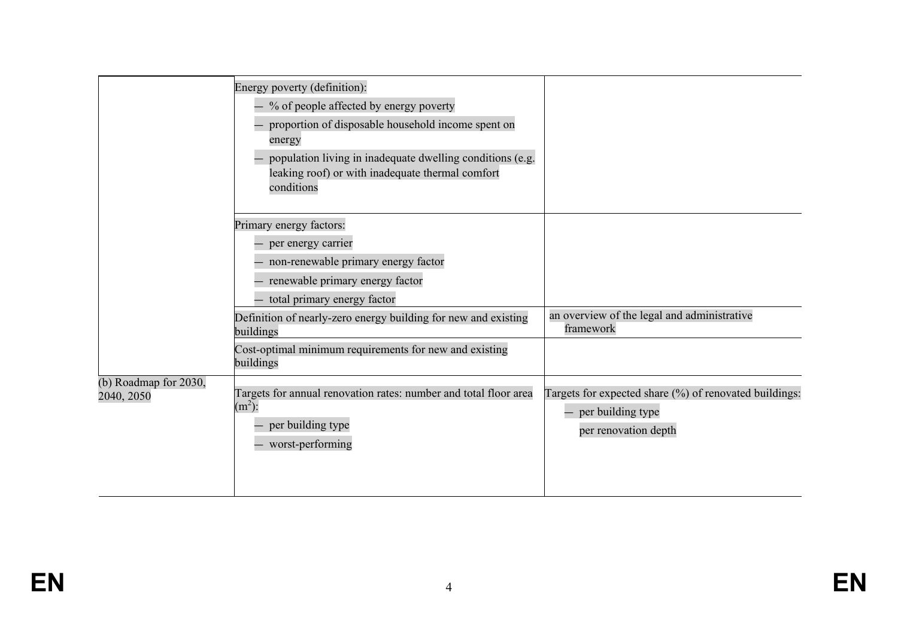| | | |
|---|---|---|
| | Energy poverty (definition):<br>— % of people affected by energy poverty<br>— proportion of disposable household income spent on energy<br>— population living in inadequate dwelling conditions (e.g. leaking roof) or with inadequate thermal comfort conditions | |
| | Primary energy factors:<br>— per energy carrier<br>— non-renewable primary energy factor<br>— renewable primary energy factor<br>— total primary energy factor | |
| | Definition of nearly-zero energy building for new and existing buildings | an overview of the legal and administrative framework |
| | Cost-optimal minimum requirements for new and existing buildings | |
| (b) Roadmap for 2030, 2040, 2050 | Targets for annual renovation rates: number and total floor area ($m^2$):<br>— per building type<br>— worst-performing | Targets for expected share (%) of renovated buildings:<br>— per building type<br>per renovation depth |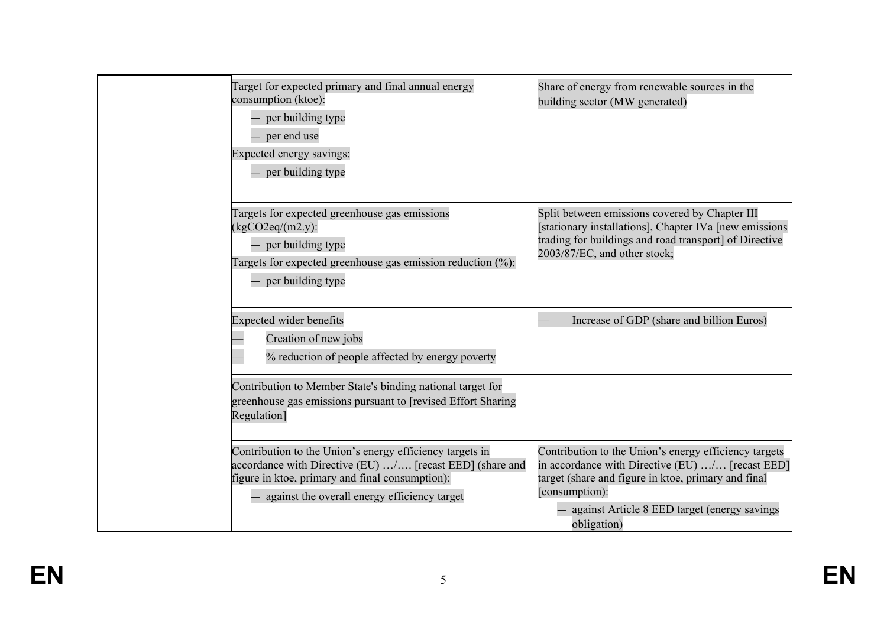| | | |
|---|---|---|
| | Target for expected primary and final annual energy consumption (ktoe):<br>— per building type<br>— per end use<br>Expected energy savings:<br>— per building type | Share of energy from renewable sources in the building sector (MW generated) |
| | Targets for expected greenhouse gas emissions (kgCO2eq/(m2.y):<br>— per building type<br>Targets for expected greenhouse gas emission reduction (%):<br>— per building type | Split between emissions covered by Chapter III [stationary installations], Chapter IVa [new emissions trading for buildings and road transport] of Directive 2003/87/EC, and other stock; |
| | Expected wider benefits<br>— Creation of new jobs<br>— % reduction of people affected by energy poverty | — Increase of GDP (share and billion Euros) |
| | Contribution to Member State's binding national target for greenhouse gas emissions pursuant to [revised Effort Sharing Regulation] | |
| | Contribution to the Union's energy efficiency targets in accordance with Directive (EU) …/…. [recast EED] (share and figure in ktoe, primary and final consumption):<br>— against the overall energy efficiency target | Contribution to the Union's energy efficiency targets in accordance with Directive (EU) …/… [recast EED] target (share and figure in ktoe, primary and final [consumption):<br>— against Article 8 EED target (energy savings obligation) |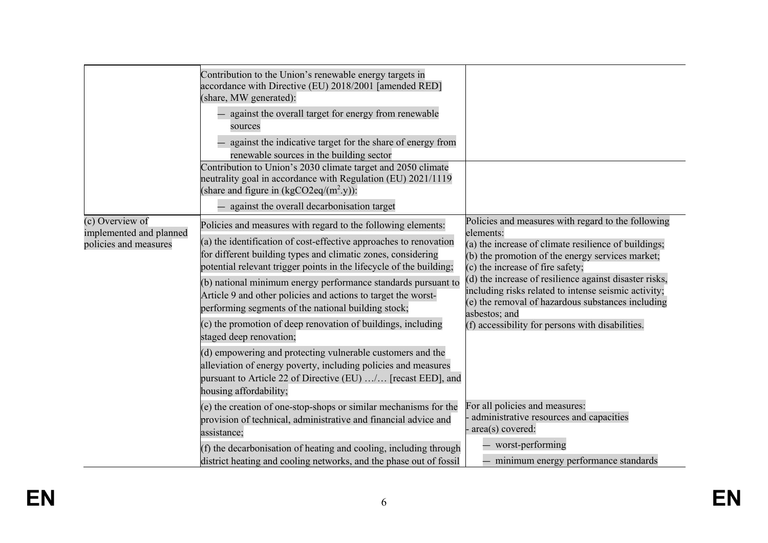| | | |
|---|---|---|
| | Contribution to the Union's renewable energy targets in accordance with Directive (EU) 2018/2001 [amended RED] (share, MW generated):<br>— against the overall target for energy from renewable sources<br>— against the indicative target for the share of energy from renewable sources in the building sector | |
| | Contribution to Union's 2030 climate target and 2050 climate neutrality goal in accordance with Regulation (EU) 2021/1119 (share and figure in ($kgCO2eq/(m^2.y)$)):<br>— against the overall decarbonisation target | |
| (c) Overview of implemented and planned policies and measures | Policies and measures with regard to the following elements:<br>(a) the identification of cost-effective approaches to renovation for different building types and climatic zones, considering potential relevant trigger points in the lifecycle of the building;<br>(b) national minimum energy performance standards pursuant to Article 9 and other policies and actions to target the worst-performing segments of the national building stock;<br>(c) the promotion of deep renovation of buildings, including staged deep renovation;<br>(d) empowering and protecting vulnerable customers and the alleviation of energy poverty, including policies and measures pursuant to Article 22 of Directive (EU) …/… [recast EED], and housing affordability;<br>(e) the creation of one-stop-shops or similar mechanisms for the provision of technical, administrative and financial advice and assistance;<br>(f) the decarbonisation of heating and cooling, including through district heating and cooling networks, and the phase out of fossil | Policies and measures with regard to the following elements:<br>(a) the increase of climate resilience of buildings;<br>(b) the promotion of the energy services market;<br>(c) the increase of fire safety;<br>(d) the increase of resilience against disaster risks, including risks related to intense seismic activity;<br>(e) the removal of hazardous substances including asbestos; and<br>(f) accessibility for persons with disabilities.<br><br>For all policies and measures:<br>- administrative resources and capacities<br>- area(s) covered:<br>— worst-performing<br>— minimum energy performance standards |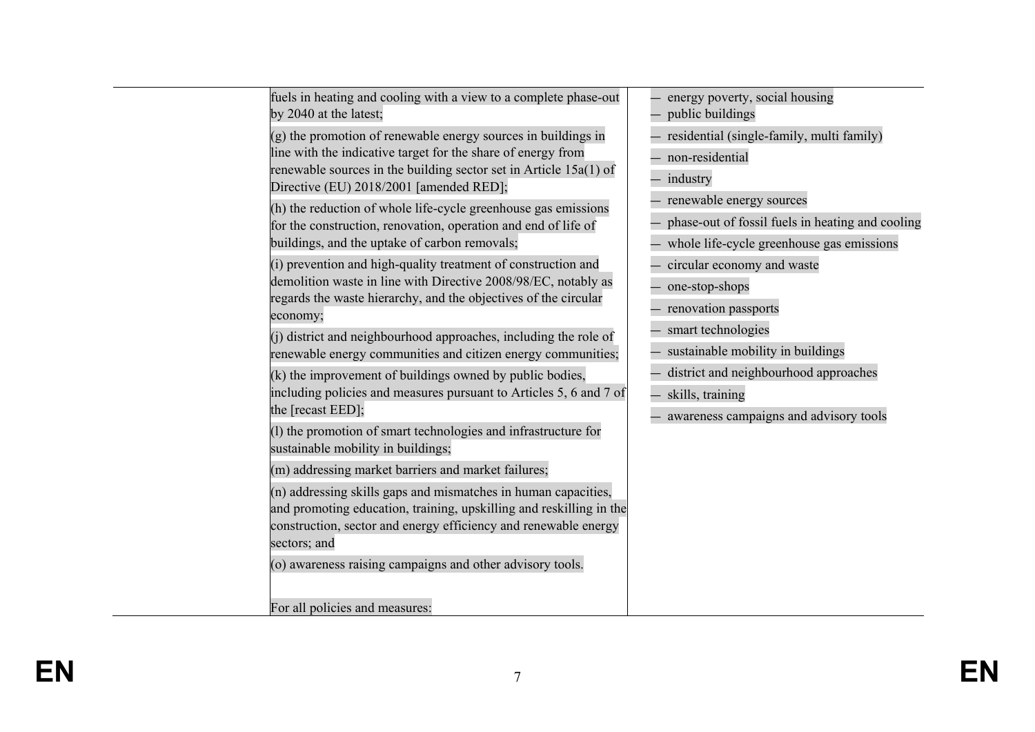| | | |
|---|---|---|
| | fuels in heating and cooling with a view to a complete phase-out by 2040 at the latest;<br><br>(g) the promotion of renewable energy sources in buildings in line with the indicative target for the share of energy from renewable sources in the building sector set in Article 15a(1) of Directive (EU) 2018/2001 [amended RED];<br><br>(h) the reduction of whole life-cycle greenhouse gas emissions for the construction, renovation, operation and end of life of buildings, and the uptake of carbon removals;<br><br>(i) prevention and high-quality treatment of construction and demolition waste in line with Directive 2008/98/EC, notably as regards the waste hierarchy, and the objectives of the circular economy;<br><br>(j) district and neighbourhood approaches, including the role of renewable energy communities and citizen energy communities;<br><br>(k) the improvement of buildings owned by public bodies, including policies and measures pursuant to Articles 5, 6 and 7 of the [recast EED];<br><br>(l) the promotion of smart technologies and infrastructure for sustainable mobility in buildings;<br><br>(m) addressing market barriers and market failures;<br><br>(n) addressing skills gaps and mismatches in human capacities, and promoting education, training, upskilling and reskilling in the construction, sector and energy efficiency and renewable energy sectors; and<br><br>(o) awareness raising campaigns and other advisory tools.<br><br>For all policies and measures: | — energy poverty, social housing<br>— public buildings<br>— residential (single-family, multi family)<br>— non-residential<br>— industry<br>— renewable energy sources<br>— phase-out of fossil fuels in heating and cooling<br>— whole life-cycle greenhouse gas emissions<br>— circular economy and waste<br>— one-stop-shops<br>— renovation passports<br>— smart technologies<br>— sustainable mobility in buildings<br>— district and neighbourhood approaches<br>— skills, training<br>— awareness campaigns and advisory tools |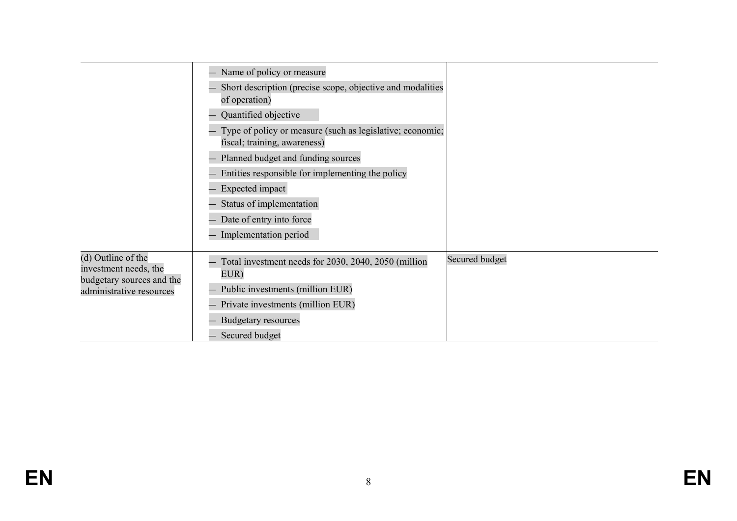| | | |
|---|---|---|
| | — Name of policy or measure<br>— Short description (precise scope, objective and modalities of operation)<br>— Quantified objective<br>— Type of policy or measure (such as legislative; economic; fiscal; training, awareness)<br>— Planned budget and funding sources<br>— Entities responsible for implementing the policy<br>— Expected impact<br>— Status of implementation<br>— Date of entry into force<br>— Implementation period | |
| (d) Outline of the investment needs, the budgetary sources and the administrative resources | — Total investment needs for 2030, 2040, 2050 (million EUR)<br>— Public investments (million EUR)<br>— Private investments (million EUR)<br>— Budgetary resources<br>— Secured budget | Secured budget |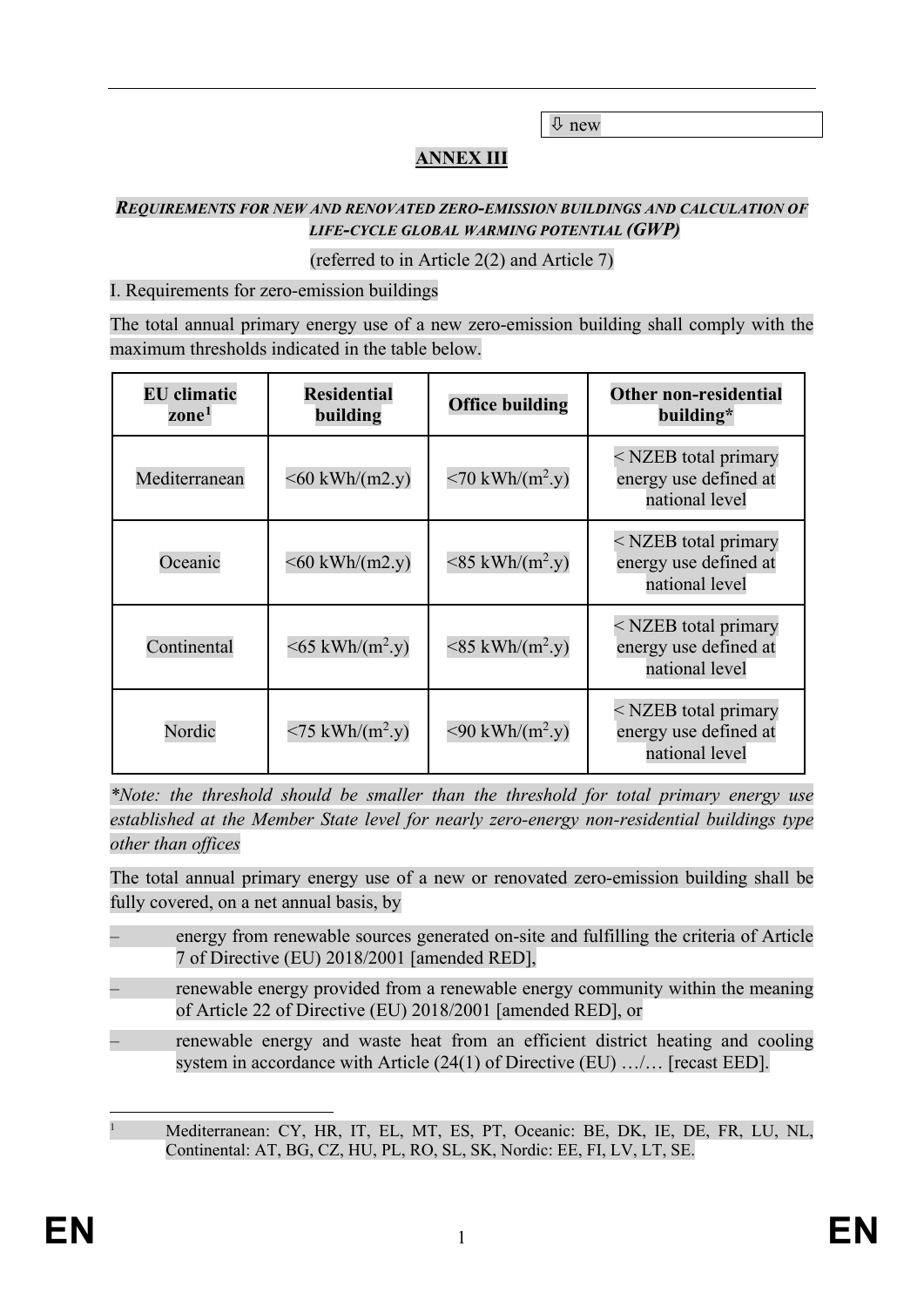⇩ new

# ANNEX III

## *REQUIREMENTS FOR NEW AND RENOVATED ZERO-EMISSION BUILDINGS AND CALCULATION OF LIFE-CYCLE GLOBAL WARMING POTENTIAL (GWP)*

(referred to in Article 2(2) and Article 7)

I. Requirements for zero-emission buildings

The total annual primary energy use of a new zero-emission building shall comply with the maximum thresholds indicated in the table below.

| EU climatic zone[1] | Residential building | Office building | Other non-residential building* |
|---|---|---|---|
| Mediterranean | <60 kWh/(m2.y) | <70 kWh/($m^2$.y) | < NZEB total primary energy use defined at national level |
| Oceanic | <60 kWh/(m2.y) | <85 kWh/($m^2$.y) | < NZEB total primary energy use defined at national level |
| Continental | <65 kWh/($m^2$.y) | <85 kWh/($m^2$.y) | < NZEB total primary energy use defined at national level |
| Nordic | <75 kWh/($m^2$.y) | <90 kWh/($m^2$.y) | < NZEB total primary energy use defined at national level |

**Note: the threshold should be smaller than the threshold for total primary energy use established at the Member State level for nearly zero-energy non-residential buildings type other than offices*

The total annual primary energy use of a new or renovated zero-emission building shall be fully covered, on a net annual basis, by

– energy from renewable sources generated on-site and fulfilling the criteria of Article 7 of Directive (EU) 2018/2001 [amended RED],

– renewable energy provided from a renewable energy community within the meaning of Article 22 of Directive (EU) 2018/2001 [amended RED], or

– renewable energy and waste heat from an efficient district heating and cooling system in accordance with Article (24(1) of Directive (EU) …/… [recast EED].

[1] Mediterranean: CY, HR, IT, EL, MT, ES, PT, Oceanic: BE, DK, IE, DE, FR, LU, NL, Continental: AT, BG, CZ, HU, PL, RO, SL, SK, Nordic: EE, FI, LV, LT, SE.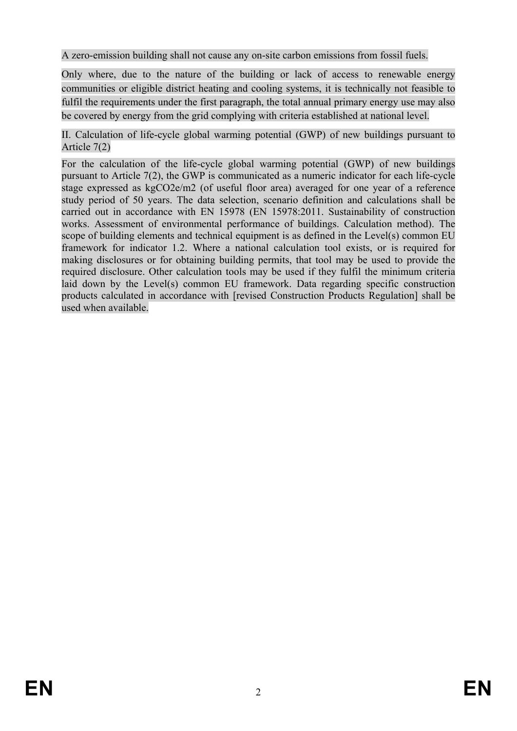A zero-emission building shall not cause any on-site carbon emissions from fossil fuels.

Only where, due to the nature of the building or lack of access to renewable energy communities or eligible district heating and cooling systems, it is technically not feasible to fulfil the requirements under the first paragraph, the total annual primary energy use may also be covered by energy from the grid complying with criteria established at national level.

II. Calculation of life-cycle global warming potential (GWP) of new buildings pursuant to Article 7(2)

For the calculation of the life-cycle global warming potential (GWP) of new buildings pursuant to Article 7(2), the GWP is communicated as a numeric indicator for each life-cycle stage expressed as $kgCO_2e/m^2$ (of useful floor area) averaged for one year of a reference study period of 50 years. The data selection, scenario definition and calculations shall be carried out in accordance with EN 15978 (EN 15978:2011. Sustainability of construction works. Assessment of environmental performance of buildings. Calculation method). The scope of building elements and technical equipment is as defined in the Level(s) common EU framework for indicator 1.2. Where a national calculation tool exists, or is required for making disclosures or for obtaining building permits, that tool may be used to provide the required disclosure. Other calculation tools may be used if they fulfil the minimum criteria laid down by the Level(s) common EU framework. Data regarding specific construction products calculated in accordance with [revised Construction Products Regulation] shall be used when available.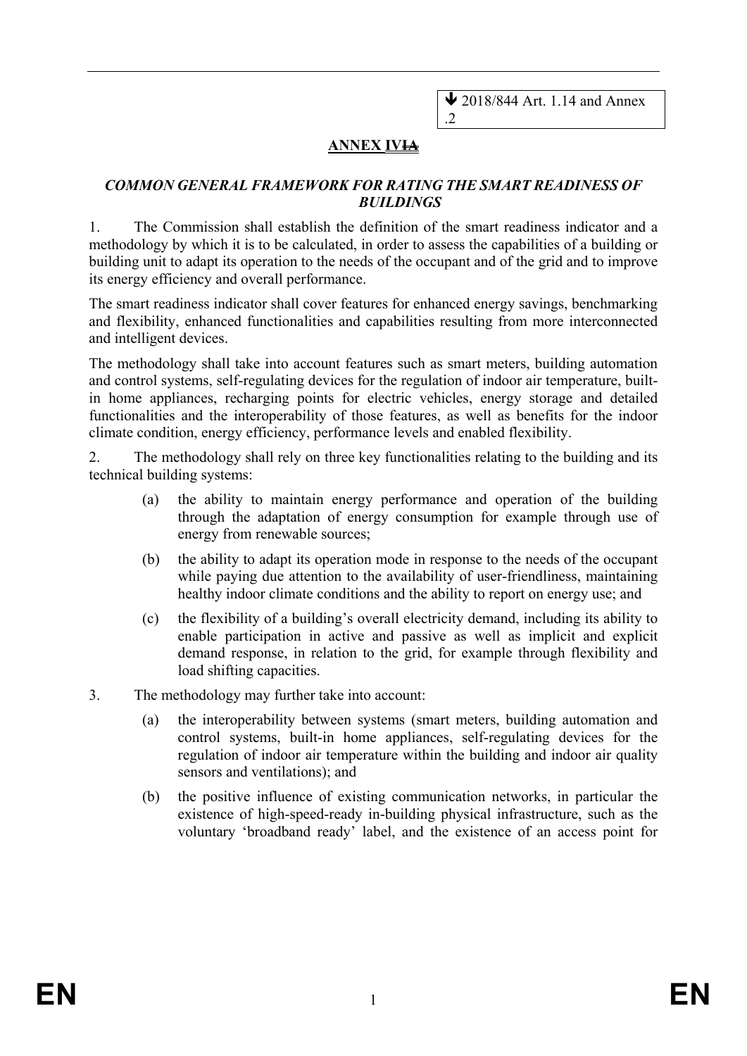🡻 2018/844 Art. 1.14 and Annex .2

## ANNEX IV~~IA~~

### *COMMON GENERAL FRAMEWORK FOR RATING THE SMART READINESS OF BUILDINGS*

1. The Commission shall establish the definition of the smart readiness indicator and a methodology by which it is to be calculated, in order to assess the capabilities of a building or building unit to adapt its operation to the needs of the occupant and of the grid and to improve its energy efficiency and overall performance.

The smart readiness indicator shall cover features for enhanced energy savings, benchmarking and flexibility, enhanced functionalities and capabilities resulting from more interconnected and intelligent devices.

The methodology shall take into account features such as smart meters, building automation and control systems, self-regulating devices for the regulation of indoor air temperature, built-in home appliances, recharging points for electric vehicles, energy storage and detailed functionalities and the interoperability of those features, as well as benefits for the indoor climate condition, energy efficiency, performance levels and enabled flexibility.

2. The methodology shall rely on three key functionalities relating to the building and its technical building systems:

   (a) the ability to maintain energy performance and operation of the building through the adaptation of energy consumption for example through use of energy from renewable sources;

   (b) the ability to adapt its operation mode in response to the needs of the occupant while paying due attention to the availability of user-friendliness, maintaining healthy indoor climate conditions and the ability to report on energy use; and

   (c) the flexibility of a building's overall electricity demand, including its ability to enable participation in active and passive as well as implicit and explicit demand response, in relation to the grid, for example through flexibility and load shifting capacities.

3. The methodology may further take into account:

   (a) the interoperability between systems (smart meters, building automation and control systems, built-in home appliances, self-regulating devices for the regulation of indoor air temperature within the building and indoor air quality sensors and ventilations); and

   (b) the positive influence of existing communication networks, in particular the existence of high-speed-ready in-building physical infrastructure, such as the voluntary 'broadband ready' label, and the existence of an access point for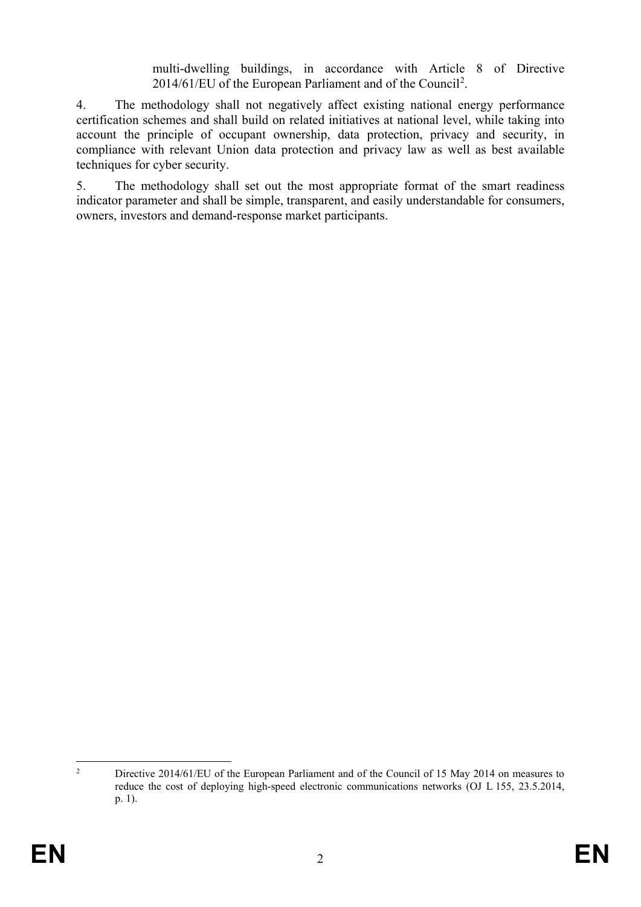multi-dwelling buildings, in accordance with Article 8 of Directive 2014/61/EU of the European Parliament and of the Council[2].

4. The methodology shall not negatively affect existing national energy performance certification schemes and shall build on related initiatives at national level, while taking into account the principle of occupant ownership, data protection, privacy and security, in compliance with relevant Union data protection and privacy law as well as best available techniques for cyber security.

5. The methodology shall set out the most appropriate format of the smart readiness indicator parameter and shall be simple, transparent, and easily understandable for consumers, owners, investors and demand-response market participants.

---

[2] Directive 2014/61/EU of the European Parliament and of the Council of 15 May 2014 on measures to reduce the cost of deploying high-speed electronic communications networks (OJ L 155, 23.5.2014, p. 1).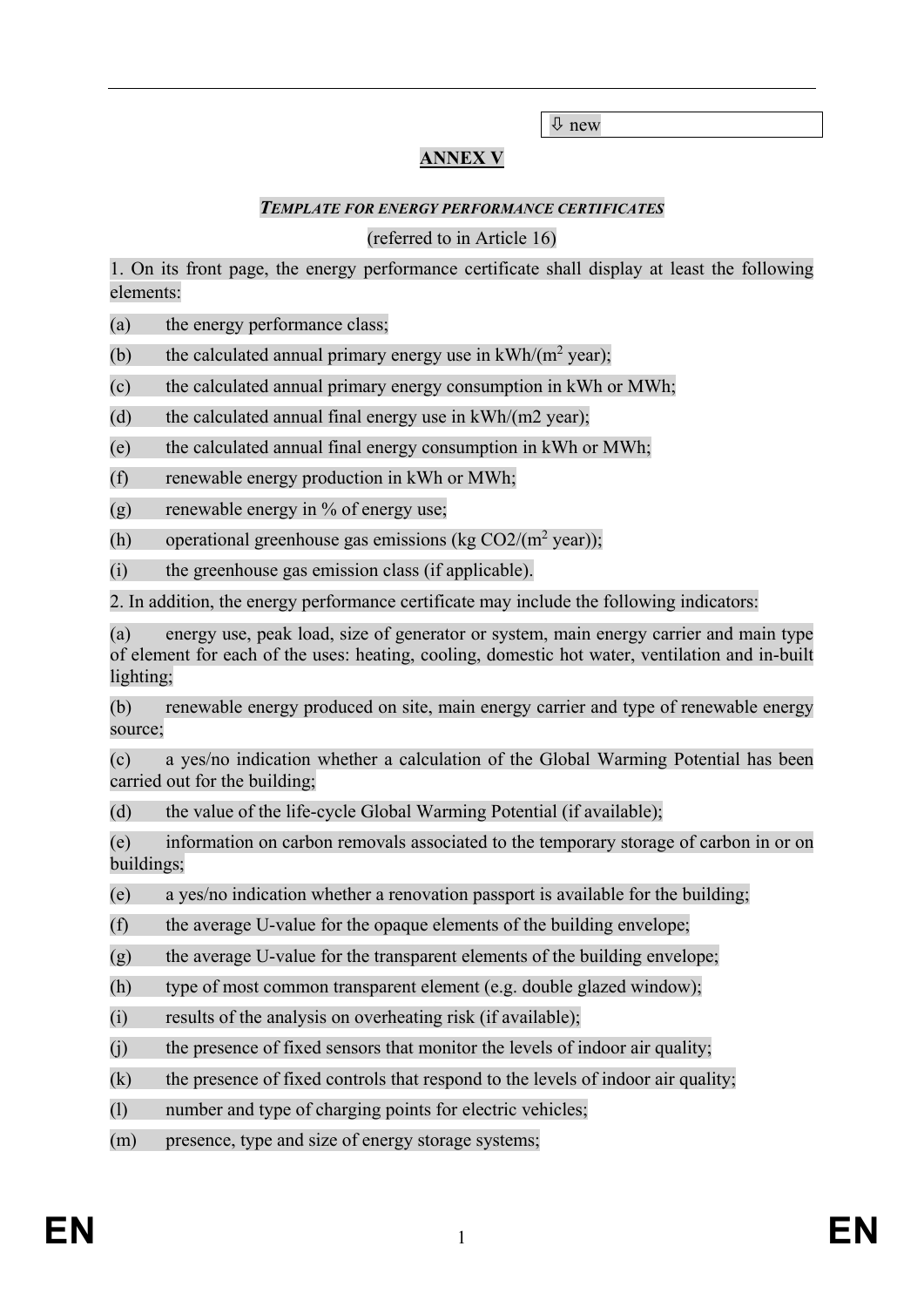⇩ new

## ANNEX V

***TEMPLATE FOR ENERGY PERFORMANCE CERTIFICATES***

(referred to in Article 16)

1. On its front page, the energy performance certificate shall display at least the following elements:

(a) the energy performance class;

(b) the calculated annual primary energy use in kWh/($m^2$ year);

(c) the calculated annual primary energy consumption in kWh or MWh;

(d) the calculated annual final energy use in kWh/(m2 year);

(e) the calculated annual final energy consumption in kWh or MWh;

(f) renewable energy production in kWh or MWh;

(g) renewable energy in % of energy use;

(h) operational greenhouse gas emissions (kg $CO_2$/($m^2$ year));

(i) the greenhouse gas emission class (if applicable).

2. In addition, the energy performance certificate may include the following indicators:

(a) energy use, peak load, size of generator or system, main energy carrier and main type of element for each of the uses: heating, cooling, domestic hot water, ventilation and in-built lighting;

(b) renewable energy produced on site, main energy carrier and type of renewable energy source;

(c) a yes/no indication whether a calculation of the Global Warming Potential has been carried out for the building;

(d) the value of the life-cycle Global Warming Potential (if available);

(e) information on carbon removals associated to the temporary storage of carbon in or on buildings;

(e) a yes/no indication whether a renovation passport is available for the building;

(f) the average U-value for the opaque elements of the building envelope;

(g) the average U-value for the transparent elements of the building envelope;

(h) type of most common transparent element (e.g. double glazed window);

(i) results of the analysis on overheating risk (if available);

(j) the presence of fixed sensors that monitor the levels of indoor air quality;

(k) the presence of fixed controls that respond to the levels of indoor air quality;

(l) number and type of charging points for electric vehicles;

(m) presence, type and size of energy storage systems;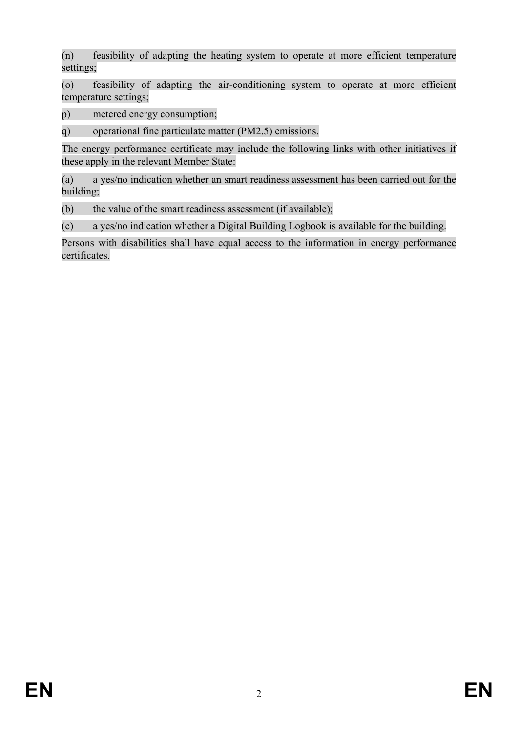(n) feasibility of adapting the heating system to operate at more efficient temperature settings;

(o) feasibility of adapting the air-conditioning system to operate at more efficient temperature settings;

p) metered energy consumption;

q) operational fine particulate matter (PM2.5) emissions.

The energy performance certificate may include the following links with other initiatives if these apply in the relevant Member State:

(a) a yes/no indication whether an smart readiness assessment has been carried out for the building;

(b) the value of the smart readiness assessment (if available);

(c) a yes/no indication whether a Digital Building Logbook is available for the building.

Persons with disabilities shall have equal access to the information in energy performance certificates.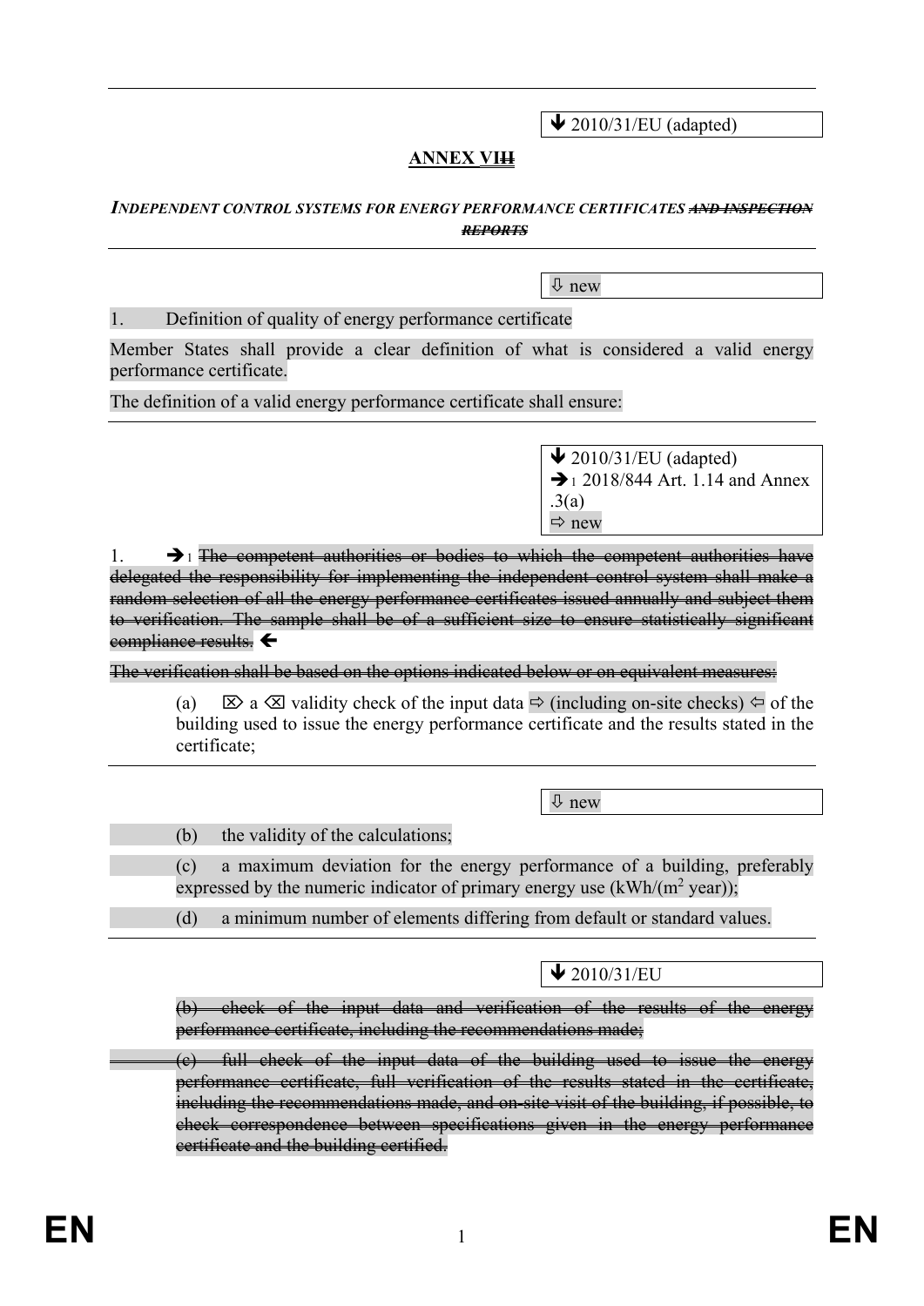▼ 2010/31/EU (adapted)

## ANNEX VI~~II~~

***INDEPENDENT CONTROL SYSTEMS FOR ENERGY PERFORMANCE CERTIFICATES ~~AND INSPECTION REPORTS~~***

⇩ new

1. Definition of quality of energy performance certificate

Member States shall provide a clear definition of what is considered a valid energy performance certificate.

The definition of a valid energy performance certificate shall ensure:

▼ 2010/31/EU (adapted)
➔1 2018/844 Art. 1.14 and Annex .3(a)
⇨ new

1. ➔1 ~~The competent authorities or bodies to which the competent authorities have delegated the responsibility for implementing the independent control system shall make a random selection of all the energy performance certificates issued annually and subject them to verification. The sample shall be of a sufficient size to ensure statistically significant compliance results.~~ ←

~~The verification shall be based on the options indicated below or on equivalent measures:~~

(a) ⌦ a ⌫ validity check of the input data ⇨ (including on-site checks) ⇦ of the building used to issue the energy performance certificate and the results stated in the certificate;

⇩ new

(b) the validity of the calculations;

(c) a maximum deviation for the energy performance of a building, preferably expressed by the numeric indicator of primary energy use (kWh/($m^2$ year));

(d) a minimum number of elements differing from default or standard values.

▼ 2010/31/EU

~~(b) check of the input data and verification of the results of the energy performance certificate, including the recommendations made;~~

~~(c) full check of the input data of the building used to issue the energy performance certificate, full verification of the results stated in the certificate, including the recommendations made, and on-site visit of the building, if possible, to check correspondence between specifications given in the energy performance certificate and the building certified.~~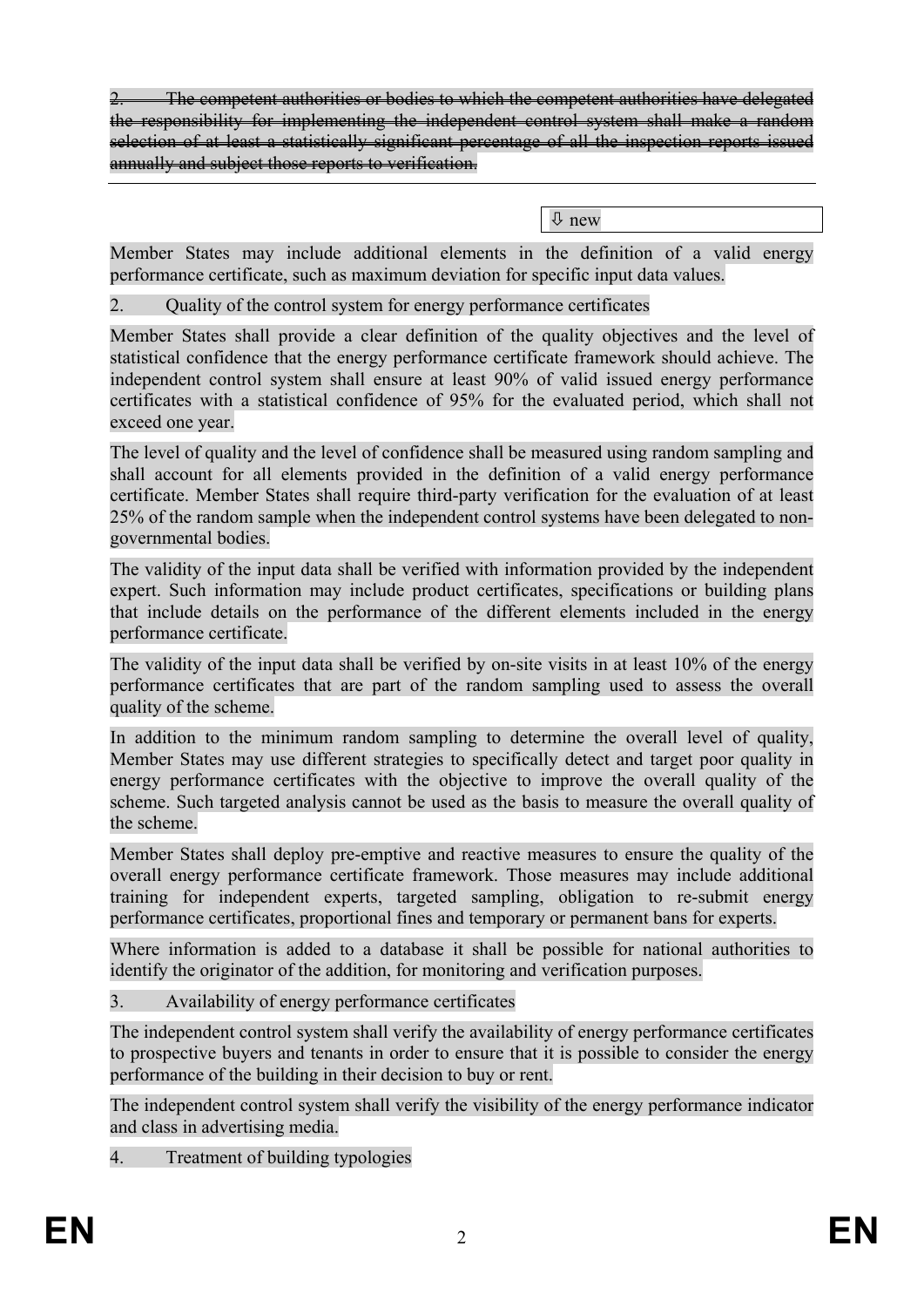~~2. The competent authorities or bodies to which the competent authorities have delegated the responsibility for implementing the independent control system shall make a random selection of at least a statistically significant percentage of all the inspection reports issued annually and subject those reports to verification.~~

---

⇩ new

Member States may include additional elements in the definition of a valid energy performance certificate, such as maximum deviation for specific input data values.

2. Quality of the control system for energy performance certificates

Member States shall provide a clear definition of the quality objectives and the level of statistical confidence that the energy performance certificate framework should achieve. The independent control system shall ensure at least 90% of valid issued energy performance certificates with a statistical confidence of 95% for the evaluated period, which shall not exceed one year.

The level of quality and the level of confidence shall be measured using random sampling and shall account for all elements provided in the definition of a valid energy performance certificate. Member States shall require third-party verification for the evaluation of at least 25% of the random sample when the independent control systems have been delegated to non-governmental bodies.

The validity of the input data shall be verified with information provided by the independent expert. Such information may include product certificates, specifications or building plans that include details on the performance of the different elements included in the energy performance certificate.

The validity of the input data shall be verified by on-site visits in at least 10% of the energy performance certificates that are part of the random sampling used to assess the overall quality of the scheme.

In addition to the minimum random sampling to determine the overall level of quality, Member States may use different strategies to specifically detect and target poor quality in energy performance certificates with the objective to improve the overall quality of the scheme. Such targeted analysis cannot be used as the basis to measure the overall quality of the scheme.

Member States shall deploy pre-emptive and reactive measures to ensure the quality of the overall energy performance certificate framework. Those measures may include additional training for independent experts, targeted sampling, obligation to re-submit energy performance certificates, proportional fines and temporary or permanent bans for experts.

Where information is added to a database it shall be possible for national authorities to identify the originator of the addition, for monitoring and verification purposes.

3. Availability of energy performance certificates

The independent control system shall verify the availability of energy performance certificates to prospective buyers and tenants in order to ensure that it is possible to consider the energy performance of the building in their decision to buy or rent.

The independent control system shall verify the visibility of the energy performance indicator and class in advertising media.

4. Treatment of building typologies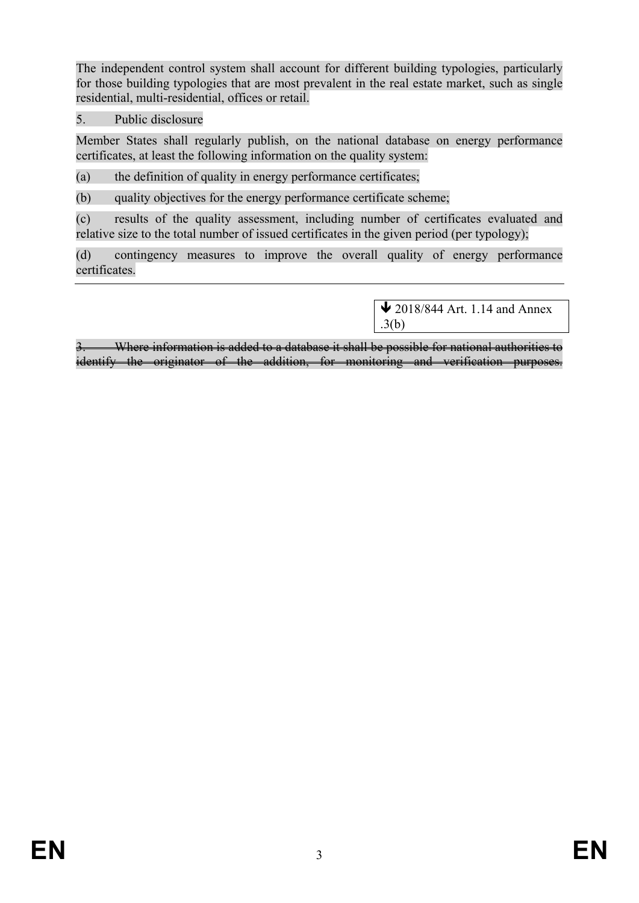The independent control system shall account for different building typologies, particularly for those building typologies that are most prevalent in the real estate market, such as single residential, multi-residential, offices or retail.

5. Public disclosure

Member States shall regularly publish, on the national database on energy performance certificates, at least the following information on the quality system:

(a) the definition of quality in energy performance certificates;

(b) quality objectives for the energy performance certificate scheme;

(c) results of the quality assessment, including number of certificates evaluated and relative size to the total number of issued certificates in the given period (per typology);

(d) contingency measures to improve the overall quality of energy performance certificates.

---

↓ 2018/844 Art. 1.14 and Annex .3(b)

~~3. Where information is added to a database it shall be possible for national authorities to identify the originator of the addition, for monitoring and verification purposes.~~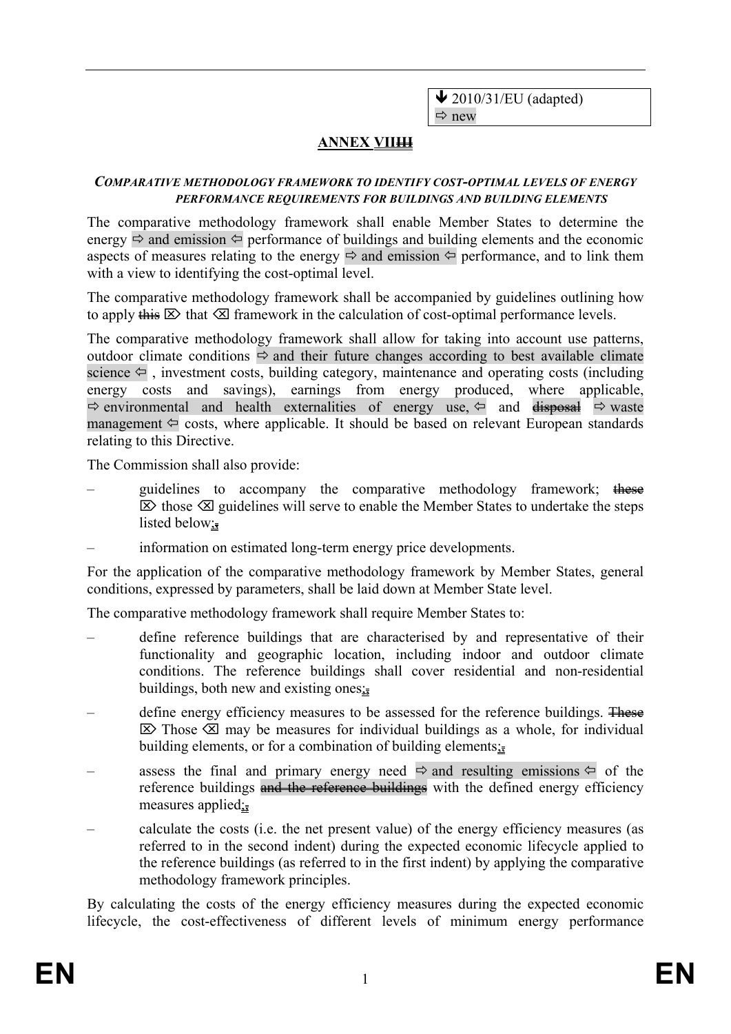🡻 2010/31/EU (adapted)
⇨ new

## ANNEX VII~~III~~

### *COMPARATIVE METHODOLOGY FRAMEWORK TO IDENTIFY COST-OPTIMAL LEVELS OF ENERGY PERFORMANCE REQUIREMENTS FOR BUILDINGS AND BUILDING ELEMENTS*

The comparative methodology framework shall enable Member States to determine the energy ⇨ and emission ⇦ performance of buildings and building elements and the economic aspects of measures relating to the energy ⇨ and emission ⇦ performance, and to link them with a view to identifying the cost-optimal level.

The comparative methodology framework shall be accompanied by guidelines outlining how to apply ~~this~~ ⌦ that ⌫ framework in the calculation of cost-optimal performance levels.

The comparative methodology framework shall allow for taking into account use patterns, outdoor climate conditions ⇨ and their future changes according to best available climate science ⇦ , investment costs, building category, maintenance and operating costs (including energy costs and savings), earnings from energy produced, where applicable, ⇨ environmental and health externalities of energy use, ⇦ and ~~disposal~~ ⇨ waste management ⇦ costs, where applicable. It should be based on relevant European standards relating to this Directive.

The Commission shall also provide:

– guidelines to accompany the comparative methodology framework; ~~these~~ ⌦ those ⌫ guidelines will serve to enable the Member States to undertake the steps listed below;~~,~~

– information on estimated long-term energy price developments.

For the application of the comparative methodology framework by Member States, general conditions, expressed by parameters, shall be laid down at Member State level.

The comparative methodology framework shall require Member States to:

– define reference buildings that are characterised by and representative of their functionality and geographic location, including indoor and outdoor climate conditions. The reference buildings shall cover residential and non-residential buildings, both new and existing ones;~~,~~

– define energy efficiency measures to be assessed for the reference buildings. ~~These~~ ⌦ Those ⌫ may be measures for individual buildings as a whole, for individual building elements, or for a combination of building elements;~~,~~

– assess the final and primary energy need ⇨ and resulting emissions ⇦ of the reference buildings ~~and the reference buildings~~ with the defined energy efficiency measures applied;~~,~~

– calculate the costs (i.e. the net present value) of the energy efficiency measures (as referred to in the second indent) during the expected economic lifecycle applied to the reference buildings (as referred to in the first indent) by applying the comparative methodology framework principles.

By calculating the costs of the energy efficiency measures during the expected economic lifecycle, the cost-effectiveness of different levels of minimum energy performance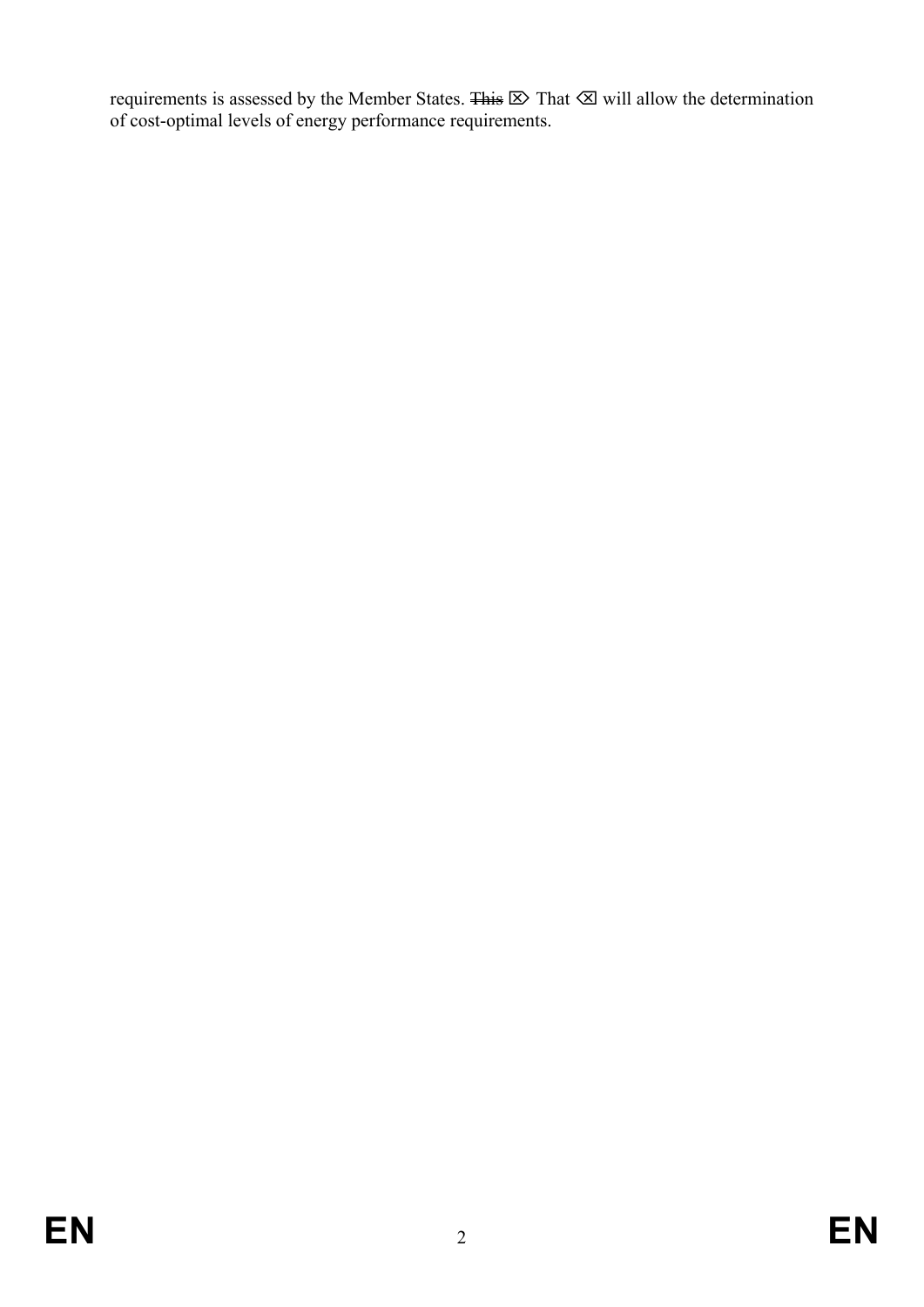requirements is assessed by the Member States. ~~This~~ ⌦ That ⌫ will allow the determination of cost-optimal levels of energy performance requirements.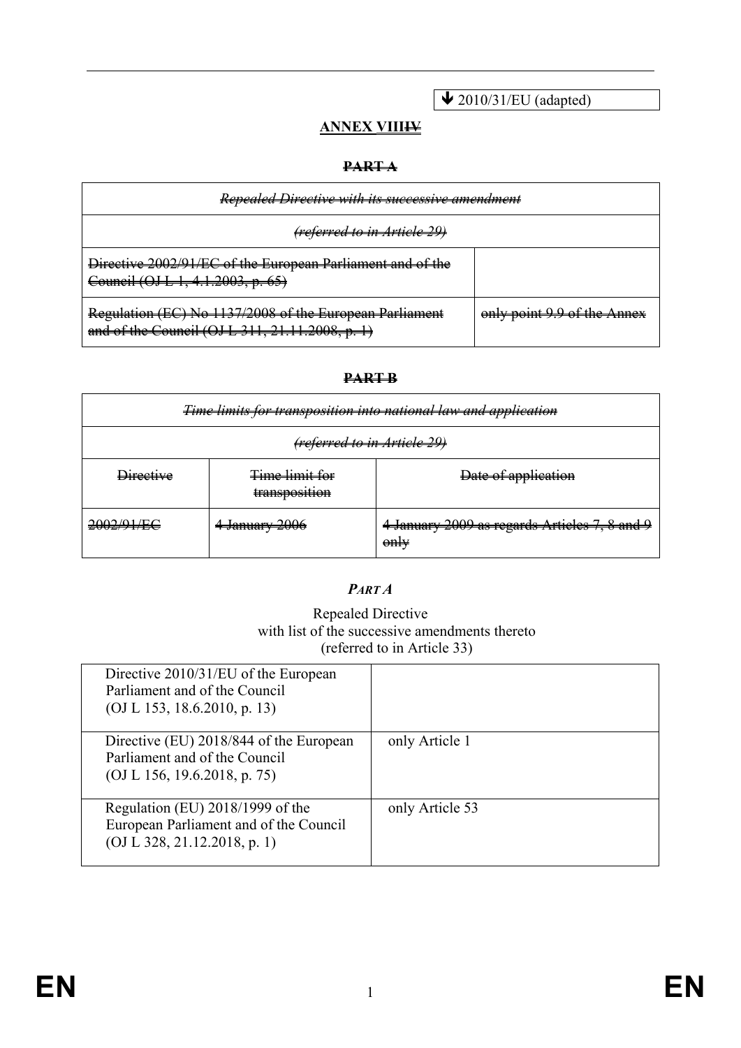↓ 2010/31/EU (adapted)

## ANNEX ~~IV~~VIII

### ~~PART A~~

| ~~*Repealed Directive with its successive amendment*~~ | |
|---|---|
| ~~*(referred to in Article 29)*~~ | |
| ~~Directive 2002/91/EC of the European Parliament and of the Council (OJ L 1, 4.1.2003, p. 65)~~ | |
| ~~Regulation (EC) No 1137/2008 of the European Parliament and of the Council (OJ L 311, 21.11.2008, p. 1)~~ | ~~only point 9.9 of the Annex~~ |

### ~~PART B~~

| ~~*Time limits for transposition into national law and application*~~ | | |
|---|---|---|
| ~~*(referred to in Article 29)*~~ | | |
| ~~Directive~~ | ~~Time limit for transposition~~ | ~~Date of application~~ |
| ~~2002/91/EC~~ | ~~4 January 2006~~ | ~~4 January 2009 as regards Articles 7, 8 and 9 only~~ |

### *PART A*

Repealed Directive
with list of the successive amendments thereto
(referred to in Article 33)

| | |
|---|---|
| Directive 2010/31/EU of the European Parliament and of the Council (OJ L 153, 18.6.2010, p. 13) | |
| Directive (EU) 2018/844 of the European Parliament and of the Council (OJ L 156, 19.6.2018, p. 75) | only Article 1 |
| Regulation (EU) 2018/1999 of the European Parliament and of the Council (OJ L 328, 21.12.2018, p. 1) | only Article 53 |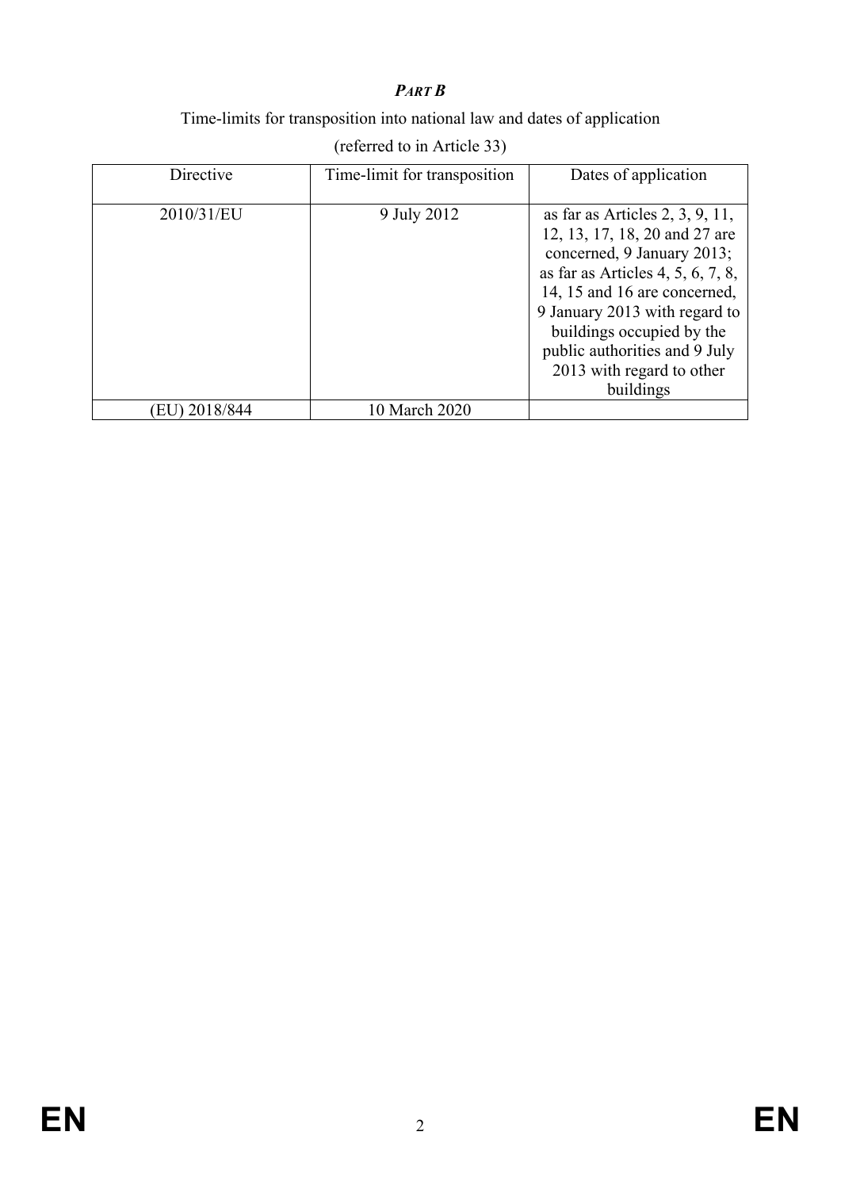***PART B***

Time-limits for transposition into national law and dates of application

(referred to in Article 33)

| Directive | Time-limit for transposition | Dates of application |
| --- | --- | --- |
| 2010/31/EU | 9 July 2012 | as far as Articles 2, 3, 9, 11, 12, 13, 17, 18, 20 and 27 are concerned, 9 January 2013; as far as Articles 4, 5, 6, 7, 8, 14, 15 and 16 are concerned, 9 January 2013 with regard to buildings occupied by the public authorities and 9 July 2013 with regard to other buildings |
| (EU) 2018/844 | 10 March 2020 | |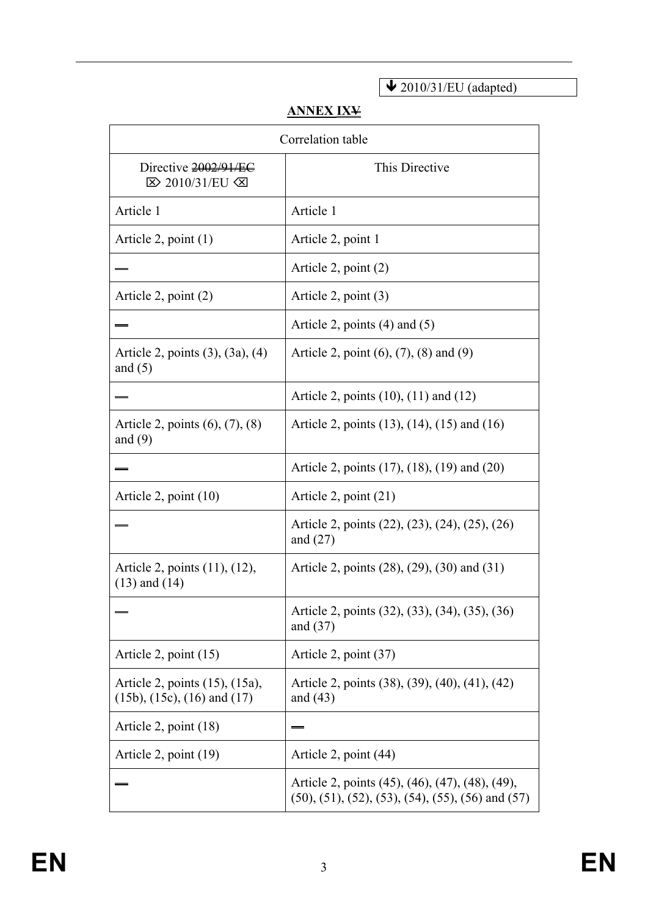↓ 2010/31/EU (adapted)

## ANNEX ~~V~~ IX

| Correlation table | |
|---|---|
| Directive ~~2002/91/EC~~ ⌦ 2010/31/EU ⌫ | This Directive |
| Article 1 | Article 1 |
| Article 2, point (1) | Article 2, point 1 |
| — | Article 2, point (2) |
| Article 2, point (2) | Article 2, point (3) |
| — | Article 2, points (4) and (5) |
| Article 2, points (3), (3a), (4) and (5) | Article 2, point (6), (7), (8) and (9) |
| — | Article 2, points (10), (11) and (12) |
| Article 2, points (6), (7), (8) and (9) | Article 2, points (13), (14), (15) and (16) |
| — | Article 2, points (17), (18), (19) and (20) |
| Article 2, point (10) | Article 2, point (21) |
| — | Article 2, points (22), (23), (24), (25), (26) and (27) |
| Article 2, points (11), (12), (13) and (14) | Article 2, points (28), (29), (30) and (31) |
| — | Article 2, points (32), (33), (34), (35), (36) and (37) |
| Article 2, point (15) | Article 2, point (37) |
| Article 2, points (15), (15a), (15b), (15c), (16) and (17) | Article 2, points (38), (39), (40), (41), (42) and (43) |
| Article 2, point (18) | — |
| Article 2, point (19) | Article 2, point (44) |
| — | Article 2, points (45), (46), (47), (48), (49), (50), (51), (52), (53), (54), (55), (56) and (57) |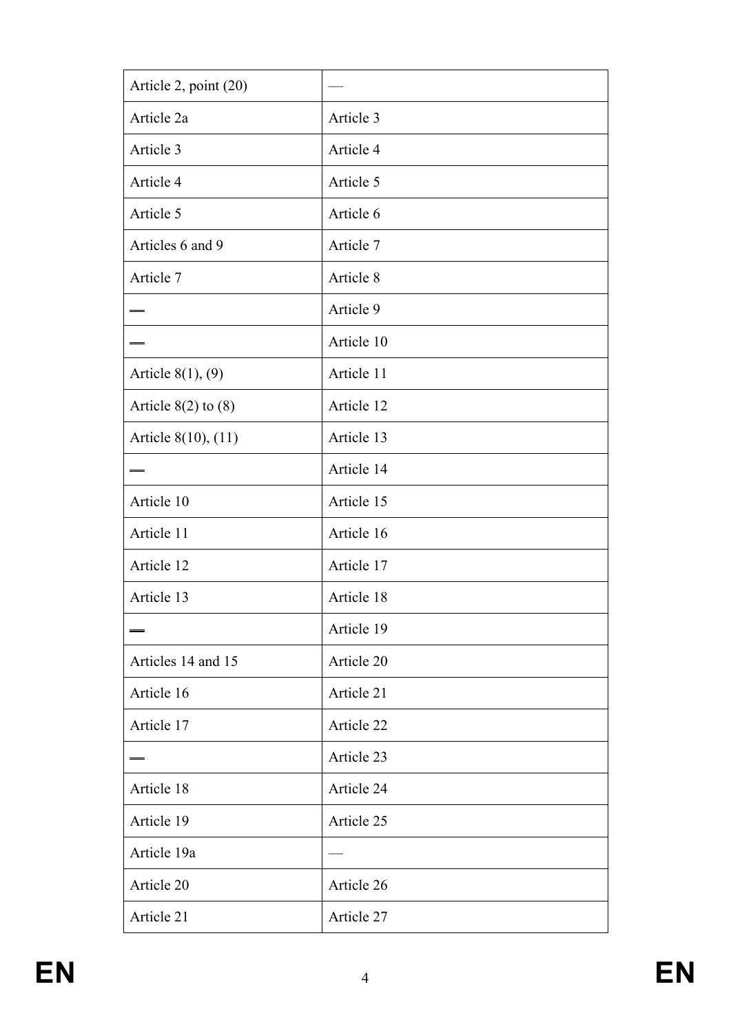| Article 2, point (20) | — |
|---|---|
| Article 2a | Article 3 |
| Article 3 | Article 4 |
| Article 4 | Article 5 |
| Article 5 | Article 6 |
| Articles 6 and 9 | Article 7 |
| Article 7 | Article 8 |
| — | Article 9 |
| — | Article 10 |
| Article 8(1), (9) | Article 11 |
| Article 8(2) to (8) | Article 12 |
| Article 8(10), (11) | Article 13 |
| — | Article 14 |
| Article 10 | Article 15 |
| Article 11 | Article 16 |
| Article 12 | Article 17 |
| Article 13 | Article 18 |
| — | Article 19 |
| Articles 14 and 15 | Article 20 |
| Article 16 | Article 21 |
| Article 17 | Article 22 |
| — | Article 23 |
| Article 18 | Article 24 |
| Article 19 | Article 25 |
| Article 19a | — |
| Article 20 | Article 26 |
| Article 21 | Article 27 |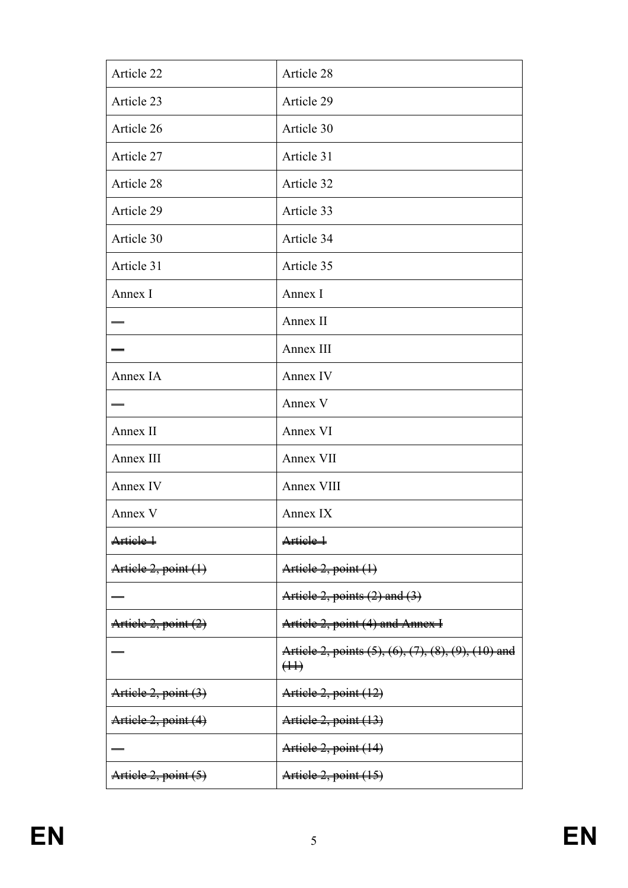| Article 22 | Article 28 |
|---|---|
| Article 23 | Article 29 |
| Article 26 | Article 30 |
| Article 27 | Article 31 |
| Article 28 | Article 32 |
| Article 29 | Article 33 |
| Article 30 | Article 34 |
| Article 31 | Article 35 |
| Annex I | Annex I |
| — | Annex II |
| — | Annex III |
| Annex IA | Annex IV |
| — | Annex V |
| Annex II | Annex VI |
| Annex III | Annex VII |
| Annex IV | Annex VIII |
| Annex V | Annex IX |
| ~~Article 1~~ | ~~Article 1~~ |
| ~~Article 2, point (1)~~ | ~~Article 2, point (1)~~ |
| — | ~~Article 2, points (2) and (3)~~ |
| ~~Article 2, point (2)~~ | ~~Article 2, point (4) and Annex I~~ |
| — | ~~Article 2, points (5), (6), (7), (8), (9), (10) and (11)~~ |
| ~~Article 2, point (3)~~ | ~~Article 2, point (12)~~ |
| ~~Article 2, point (4)~~ | ~~Article 2, point (13)~~ |
| — | ~~Article 2, point (14)~~ |
| ~~Article 2, point (5)~~ | ~~Article 2, point (15)~~ |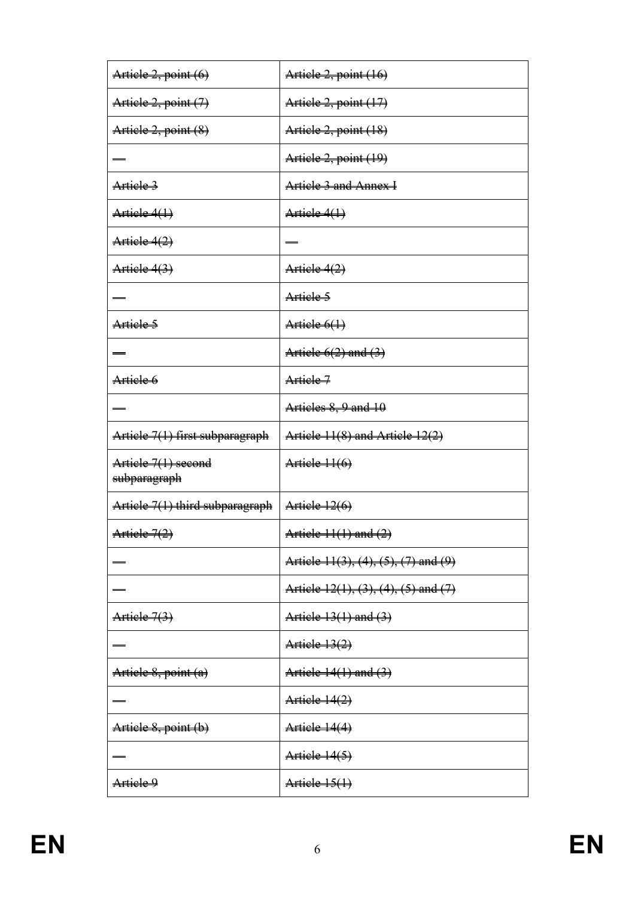| ~~Article 2, point (6)~~ | ~~Article 2, point (16)~~ |
|---|---|
| ~~Article 2, point (7)~~ | ~~Article 2, point (17)~~ |
| ~~Article 2, point (8)~~ | ~~Article 2, point (18)~~ |
| ~~—~~ | ~~Article 2, point (19)~~ |
| ~~Article 3~~ | ~~Article 3 and Annex I~~ |
| ~~Article 4(1)~~ | ~~Article 4(1)~~ |
| ~~Article 4(2)~~ | ~~—~~ |
| ~~Article 4(3)~~ | ~~Article 4(2)~~ |
| ~~—~~ | ~~Article 5~~ |
| ~~Article 5~~ | ~~Article 6(1)~~ |
| ~~—~~ | ~~Article 6(2) and (3)~~ |
| ~~Article 6~~ | ~~Article 7~~ |
| ~~—~~ | ~~Articles 8, 9 and 10~~ |
| ~~Article 7(1) first subparagraph~~ | ~~Article 11(8) and Article 12(2)~~ |
| ~~Article 7(1) second subparagraph~~ | ~~Article 11(6)~~ |
| ~~Article 7(1) third subparagraph~~ | ~~Article 12(6)~~ |
| ~~Article 7(2)~~ | ~~Article 11(1) and (2)~~ |
| ~~—~~ | ~~Article 11(3), (4), (5), (7) and (9)~~ |
| ~~—~~ | ~~Article 12(1), (3), (4), (5) and (7)~~ |
| ~~Article 7(3)~~ | ~~Article 13(1) and (3)~~ |
| ~~—~~ | ~~Article 13(2)~~ |
| ~~Article 8, point (a)~~ | ~~Article 14(1) and (3)~~ |
| ~~—~~ | ~~Article 14(2)~~ |
| ~~Article 8, point (b)~~ | ~~Article 14(4)~~ |
| ~~—~~ | ~~Article 14(5)~~ |
| ~~Article 9~~ | ~~Article 15(1)~~ |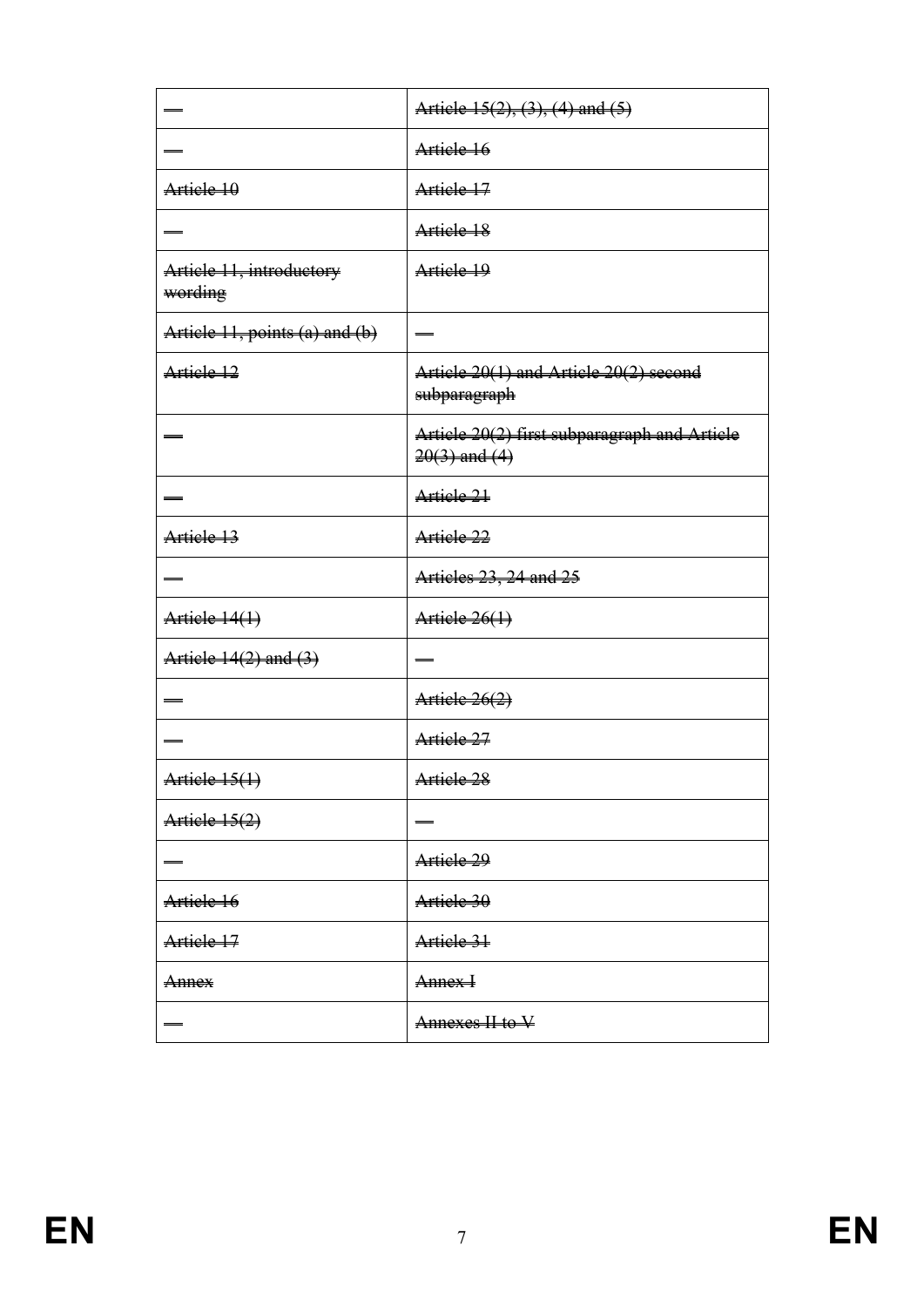| | |
|---|---|
| ~~—~~ | ~~Article 15(2), (3), (4) and (5)~~ |
| ~~—~~ | ~~Article 16~~ |
| ~~Article 10~~ | ~~Article 17~~ |
| ~~—~~ | ~~Article 18~~ |
| ~~Article 11, introductory wording~~ | ~~Article 19~~ |
| ~~Article 11, points (a) and (b)~~ | ~~—~~ |
| ~~Article 12~~ | ~~Article 20(1) and Article 20(2) second subparagraph~~ |
| ~~—~~ | ~~Article 20(2) first subparagraph and Article 20(3) and (4)~~ |
| ~~—~~ | ~~Article 21~~ |
| ~~Article 13~~ | ~~Article 22~~ |
| ~~—~~ | ~~Articles 23, 24 and 25~~ |
| ~~Article 14(1)~~ | ~~Article 26(1)~~ |
| ~~Article 14(2) and (3)~~ | ~~—~~ |
| ~~—~~ | ~~Article 26(2)~~ |
| ~~—~~ | ~~Article 27~~ |
| ~~Article 15(1)~~ | ~~Article 28~~ |
| ~~Article 15(2)~~ | ~~—~~ |
| ~~—~~ | ~~Article 29~~ |
| ~~Article 16~~ | ~~Article 30~~ |
| ~~Article 17~~ | ~~Article 31~~ |
| ~~Annex~~ | ~~Annex I~~ |
| ~~—~~ | ~~Annexes II to V~~ |